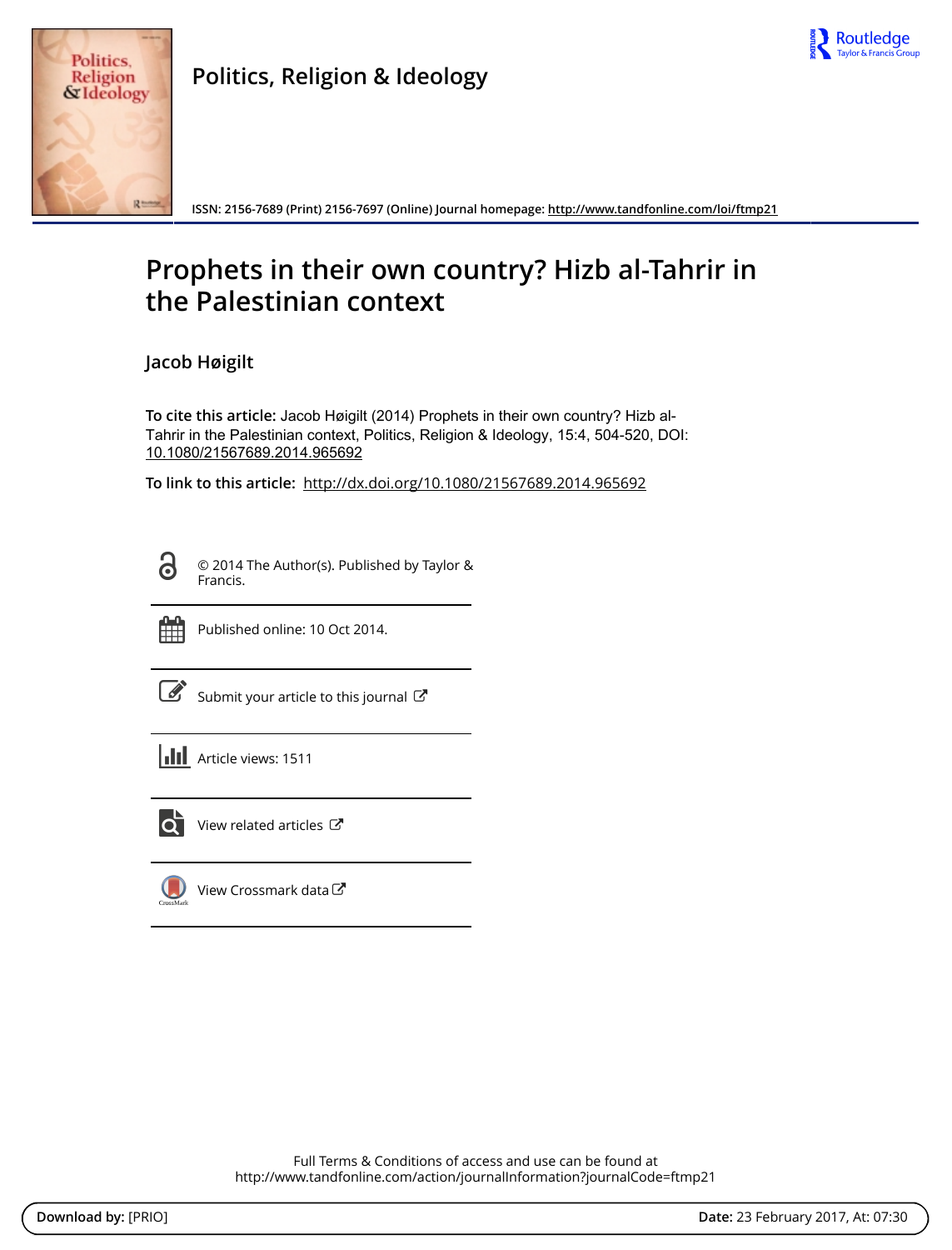# Politics, Religion & Ideology

ISSN: 2156-7689 (Print) 2156-7697 (Online) Journal homepage: http://www.tandfonline.com/loi/ftmp21

# Prophets in their own country? Hizb al-Tahrir in the Palestinian context

## Jacob Høigilt

**To cite this article:** Jacob Høigilt (2014) Prophets in their own country? Hizb al-Tahrir in the Palestinian context, Politics, Religion & Ideology, 15:4, 504-520, DOI: 10.1080/21567689.2014.965692

**To link to this article:** http://dx.doi.org/10.1080/21567689.2014.965692

© 2014 The Author(s). Published by Taylor & Francis.

Published online: 10 Oct 2014.

Submit your article to this journal

Article views: 1511

View related articles

View Crossmark data

Full Terms & Conditions of access and use can be found at http://www.tandfonline.com/action/journalInformation?journalCode=ftmp21

**Download by:** [PRIO] **Date:** 23 February 2017, At: 07:30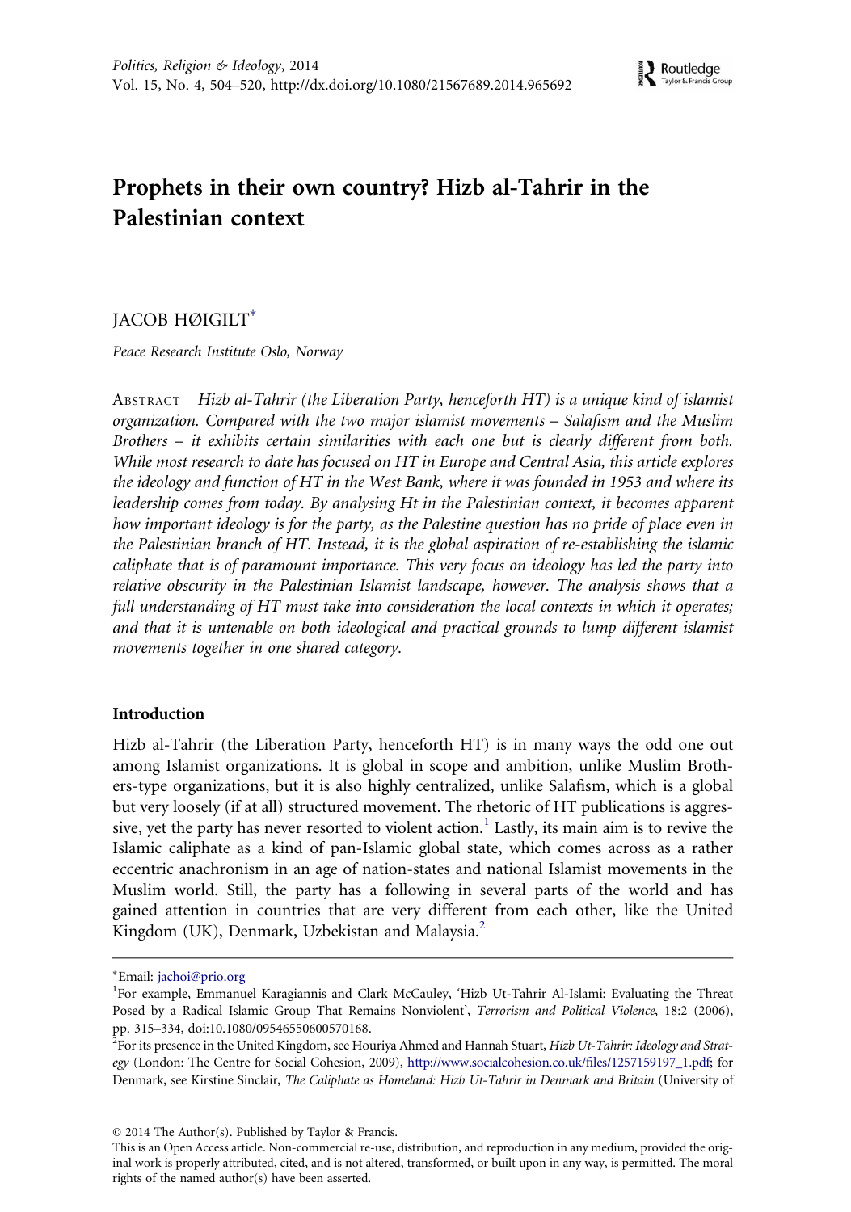# Prophets in their own country? Hizb al-Tahrir in the Palestinian context

JACOB HØIGILT*

*Peace Research Institute Oslo, Norway*

ABSTRACT *Hizb al-Tahrir (the Liberation Party, henceforth HT) is a unique kind of islamist organization. Compared with the two major islamist movements – Salafism and the Muslim Brothers – it exhibits certain similarities with each one but is clearly different from both. While most research to date has focused on HT in Europe and Central Asia, this article explores the ideology and function of HT in the West Bank, where it was founded in 1953 and where its leadership comes from today. By analysing Ht in the Palestinian context, it becomes apparent how important ideology is for the party, as the Palestine question has no pride of place even in the Palestinian branch of HT. Instead, it is the global aspiration of re-establishing the islamic caliphate that is of paramount importance. This very focus on ideology has led the party into relative obscurity in the Palestinian Islamist landscape, however. The analysis shows that a full understanding of HT must take into consideration the local contexts in which it operates; and that it is untenable on both ideological and practical grounds to lump different islamist movements together in one shared category.*

## Introduction

Hizb al-Tahrir (the Liberation Party, henceforth HT) is in many ways the odd one out among Islamist organizations. It is global in scope and ambition, unlike Muslim Brothers-type organizations, but it is also highly centralized, unlike Salafism, which is a global but very loosely (if at all) structured movement. The rhetoric of HT publications is aggressive, yet the party has never resorted to violent action.[1] Lastly, its main aim is to revive the Islamic caliphate as a kind of pan-Islamic global state, which comes across as a rather eccentric anachronism in an age of nation-states and national Islamist movements in the Muslim world. Still, the party has a following in several parts of the world and has gained attention in countries that are very different from each other, like the United Kingdom (UK), Denmark, Uzbekistan and Malaysia.[2]

---

*Email: jachoi@prio.org

[1]For example, Emmanuel Karagiannis and Clark McCauley, 'Hizb Ut-Tahrir Al-Islami: Evaluating the Threat Posed by a Radical Islamic Group That Remains Nonviolent', *Terrorism and Political Violence*, 18:2 (2006), pp. 315–334, doi:10.1080/09546550600570168.

[2]For its presence in the United Kingdom, see Houriya Ahmed and Hannah Stuart, *Hizb Ut-Tahrir: Ideology and Strategy* (London: The Centre for Social Cohesion, 2009), http://www.socialcohesion.co.uk/files/1257159197_1.pdf; for Denmark, see Kirstine Sinclair, *The Caliphate as Homeland: Hizb Ut-Tahrir in Denmark and Britain* (University of

© 2014 The Author(s). Published by Taylor & Francis.

This is an Open Access article. Non-commercial re-use, distribution, and reproduction in any medium, provided the original work is properly attributed, cited, and is not altered, transformed, or built upon in any way, is permitted. The moral rights of the named author(s) have been asserted.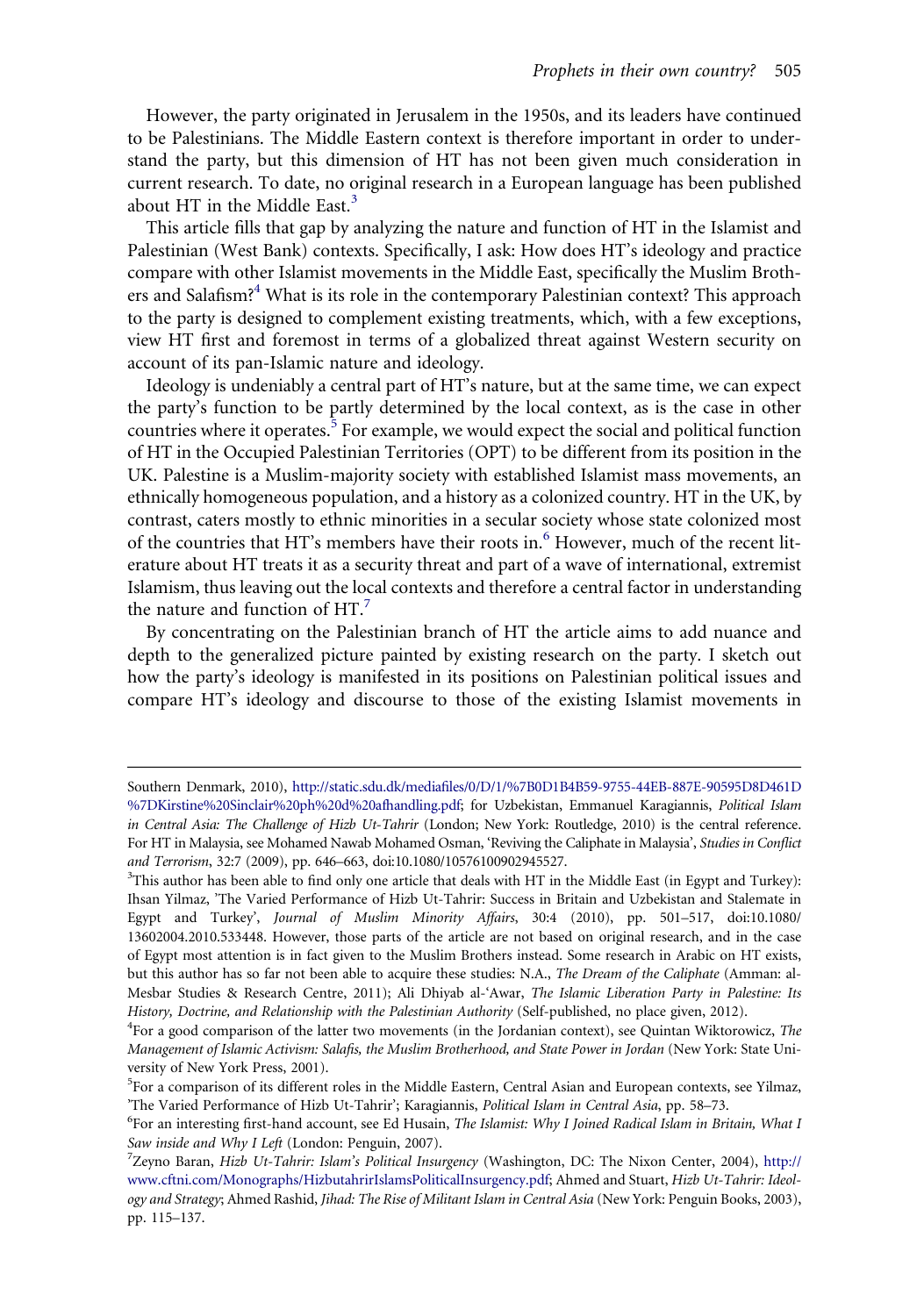However, the party originated in Jerusalem in the 1950s, and its leaders have continued to be Palestinians. The Middle Eastern context is therefore important in order to understand the party, but this dimension of HT has not been given much consideration in current research. To date, no original research in a European language has been published about HT in the Middle East.[3]

This article fills that gap by analyzing the nature and function of HT in the Islamist and Palestinian (West Bank) contexts. Specifically, I ask: How does HT's ideology and practice compare with other Islamist movements in the Middle East, specifically the Muslim Brothers and Salafism?[4] What is its role in the contemporary Palestinian context? This approach to the party is designed to complement existing treatments, which, with a few exceptions, view HT first and foremost in terms of a globalized threat against Western security on account of its pan-Islamic nature and ideology.

Ideology is undeniably a central part of HT's nature, but at the same time, we can expect the party's function to be partly determined by the local context, as is the case in other countries where it operates.[5] For example, we would expect the social and political function of HT in the Occupied Palestinian Territories (OPT) to be different from its position in the UK. Palestine is a Muslim-majority society with established Islamist mass movements, an ethnically homogeneous population, and a history as a colonized country. HT in the UK, by contrast, caters mostly to ethnic minorities in a secular society whose state colonized most of the countries that HT's members have their roots in.[6] However, much of the recent literature about HT treats it as a security threat and part of a wave of international, extremist Islamism, thus leaving out the local contexts and therefore a central factor in understanding the nature and function of HT.[7]

By concentrating on the Palestinian branch of HT the article aims to add nuance and depth to the generalized picture painted by existing research on the party. I sketch out how the party's ideology is manifested in its positions on Palestinian political issues and compare HT's ideology and discourse to those of the existing Islamist movements in

---

Southern Denmark, 2010), http://static.sdu.dk/mediafiles/0/D/1/%7B0D1B4B59-9755-44EB-887E-90595D8D461D%7DKirstine%20Sinclair%20ph%20d%20afhandling.pdf; for Uzbekistan, Emmanuel Karagiannis, *Political Islam in Central Asia: The Challenge of Hizb Ut-Tahrir* (London; New York: Routledge, 2010) is the central reference. For HT in Malaysia, see Mohamed Nawab Mohamed Osman, 'Reviving the Caliphate in Malaysia', *Studies in Conflict and Terrorism*, 32:7 (2009), pp. 646–663, doi:10.1080/10576100902945527.

[3]This author has been able to find only one article that deals with HT in the Middle East (in Egypt and Turkey): Ihsan Yilmaz, 'The Varied Performance of Hizb Ut-Tahrir: Success in Britain and Uzbekistan and Stalemate in Egypt and Turkey', *Journal of Muslim Minority Affairs*, 30:4 (2010), pp. 501–517, doi:10.1080/13602004.2010.533448. However, those parts of the article are not based on original research, and in the case of Egypt most attention is in fact given to the Muslim Brothers instead. Some research in Arabic on HT exists, but this author has so far not been able to acquire these studies: N.A., *The Dream of the Caliphate* (Amman: al-Mesbar Studies & Research Centre, 2011); Ali Dhiyab al-ʿAwar, *The Islamic Liberation Party in Palestine: Its History, Doctrine, and Relationship with the Palestinian Authority* (Self-published, no place given, 2012).

[4]For a good comparison of the latter two movements (in the Jordanian context), see Quintan Wiktorowicz, *The Management of Islamic Activism: Salafis, the Muslim Brotherhood, and State Power in Jordan* (New York: State University of New York Press, 2001).

[5]For a comparison of its different roles in the Middle Eastern, Central Asian and European contexts, see Yilmaz, 'The Varied Performance of Hizb Ut-Tahrir'; Karagiannis, *Political Islam in Central Asia*, pp. 58–73.

[6]For an interesting first-hand account, see Ed Husain, *The Islamist: Why I Joined Radical Islam in Britain, What I Saw inside and Why I Left* (London: Penguin, 2007).

[7]Zeyno Baran, *Hizb Ut-Tahrir: Islam's Political Insurgency* (Washington, DC: The Nixon Center, 2004), http://www.cftni.com/Monographs/HizbutahrirIslamsPoliticalInsurgency.pdf; Ahmed and Stuart, *Hizb Ut-Tahrir: Ideology and Strategy*; Ahmed Rashid, *Jihad: The Rise of Militant Islam in Central Asia* (New York: Penguin Books, 2003), pp. 115–137.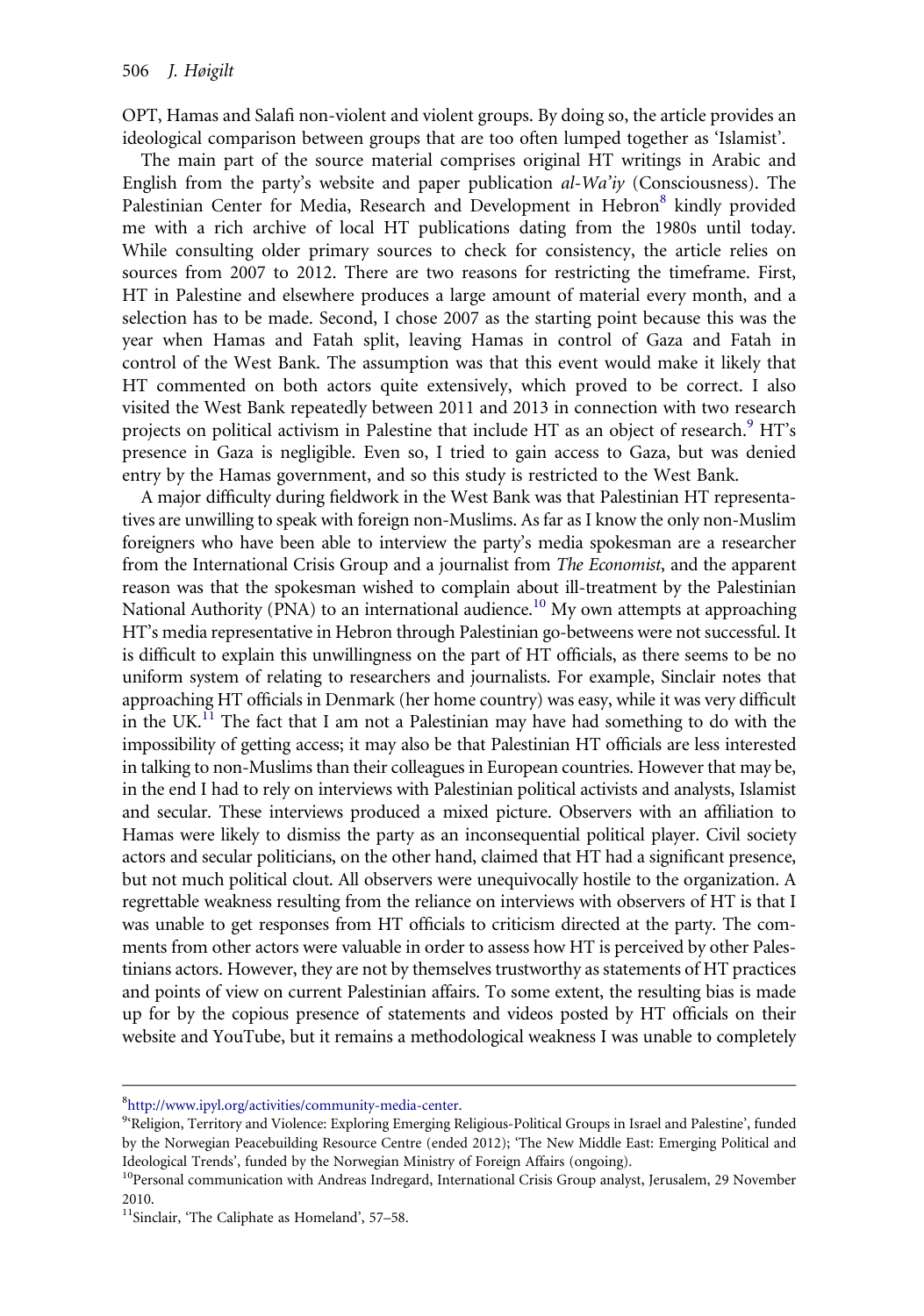OPT, Hamas and Salafi non-violent and violent groups. By doing so, the article provides an ideological comparison between groups that are too often lumped together as 'Islamist'.

The main part of the source material comprises original HT writings in Arabic and English from the party's website and paper publication *al-Wa'iy* (Consciousness). The Palestinian Center for Media, Research and Development in Hebron[8] kindly provided me with a rich archive of local HT publications dating from the 1980s until today. While consulting older primary sources to check for consistency, the article relies on sources from 2007 to 2012. There are two reasons for restricting the timeframe. First, HT in Palestine and elsewhere produces a large amount of material every month, and a selection has to be made. Second, I chose 2007 as the starting point because this was the year when Hamas and Fatah split, leaving Hamas in control of Gaza and Fatah in control of the West Bank. The assumption was that this event would make it likely that HT commented on both actors quite extensively, which proved to be correct. I also visited the West Bank repeatedly between 2011 and 2013 in connection with two research projects on political activism in Palestine that include HT as an object of research.[9] HT's presence in Gaza is negligible. Even so, I tried to gain access to Gaza, but was denied entry by the Hamas government, and so this study is restricted to the West Bank.

A major difficulty during fieldwork in the West Bank was that Palestinian HT representatives are unwilling to speak with foreign non-Muslims. As far as I know the only non-Muslim foreigners who have been able to interview the party's media spokesman are a researcher from the International Crisis Group and a journalist from *The Economist*, and the apparent reason was that the spokesman wished to complain about ill-treatment by the Palestinian National Authority (PNA) to an international audience.[10] My own attempts at approaching HT's media representative in Hebron through Palestinian go-betweens were not successful. It is difficult to explain this unwillingness on the part of HT officials, as there seems to be no uniform system of relating to researchers and journalists. For example, Sinclair notes that approaching HT officials in Denmark (her home country) was easy, while it was very difficult in the UK.[11] The fact that I am not a Palestinian may have had something to do with the impossibility of getting access; it may also be that Palestinian HT officials are less interested in talking to non-Muslims than their colleagues in European countries. However that may be, in the end I had to rely on interviews with Palestinian political activists and analysts, Islamist and secular. These interviews produced a mixed picture. Observers with an affiliation to Hamas were likely to dismiss the party as an inconsequential political player. Civil society actors and secular politicians, on the other hand, claimed that HT had a significant presence, but not much political clout. All observers were unequivocally hostile to the organization. A regrettable weakness resulting from the reliance on interviews with observers of HT is that I was unable to get responses from HT officials to criticism directed at the party. The comments from other actors were valuable in order to assess how HT is perceived by other Palestinians actors. However, they are not by themselves trustworthy as statements of HT practices and points of view on current Palestinian affairs. To some extent, the resulting bias is made up for by the copious presence of statements and videos posted by HT officials on their website and YouTube, but it remains a methodological weakness I was unable to completely

---

[8] http://www.ipyl.org/activities/community-media-center.

[9] 'Religion, Territory and Violence: Exploring Emerging Religious-Political Groups in Israel and Palestine', funded by the Norwegian Peacebuilding Resource Centre (ended 2012); 'The New Middle East: Emerging Political and Ideological Trends', funded by the Norwegian Ministry of Foreign Affairs (ongoing).

[10] Personal communication with Andreas Indregard, International Crisis Group analyst, Jerusalem, 29 November 2010.

[11] Sinclair, 'The Caliphate as Homeland', 57–58.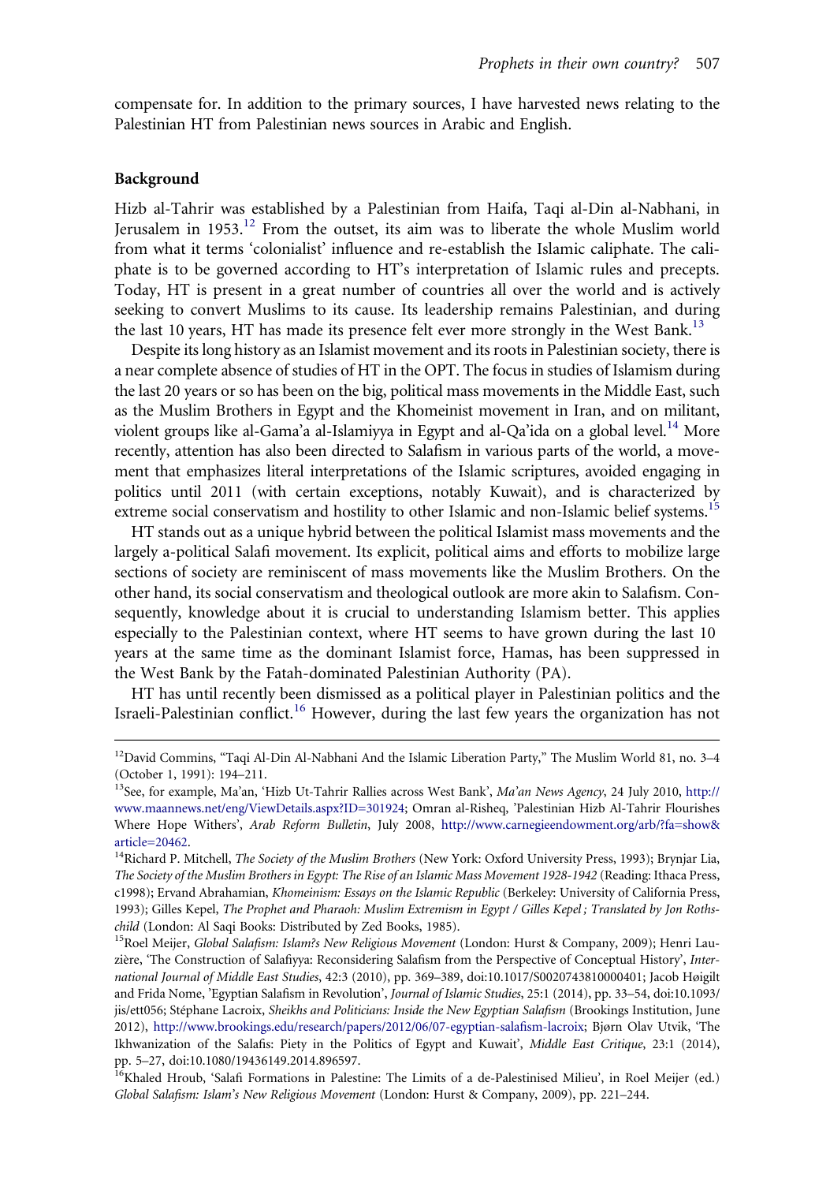compensate for. In addition to the primary sources, I have harvested news relating to the Palestinian HT from Palestinian news sources in Arabic and English.

## Background

Hizb al-Tahrir was established by a Palestinian from Haifa, Taqi al-Din al-Nabhani, in Jerusalem in 1953.[12] From the outset, its aim was to liberate the whole Muslim world from what it terms 'colonialist' influence and re-establish the Islamic caliphate. The caliphate is to be governed according to HT's interpretation of Islamic rules and precepts. Today, HT is present in a great number of countries all over the world and is actively seeking to convert Muslims to its cause. Its leadership remains Palestinian, and during the last 10 years, HT has made its presence felt ever more strongly in the West Bank.[13]

Despite its long history as an Islamist movement and its roots in Palestinian society, there is a near complete absence of studies of HT in the OPT. The focus in studies of Islamism during the last 20 years or so has been on the big, political mass movements in the Middle East, such as the Muslim Brothers in Egypt and the Khomeinist movement in Iran, and on militant, violent groups like al-Gama'a al-Islamiyya in Egypt and al-Qa'ida on a global level.[14] More recently, attention has also been directed to Salafism in various parts of the world, a movement that emphasizes literal interpretations of the Islamic scriptures, avoided engaging in politics until 2011 (with certain exceptions, notably Kuwait), and is characterized by extreme social conservatism and hostility to other Islamic and non-Islamic belief systems.[15]

HT stands out as a unique hybrid between the political Islamist mass movements and the largely a-political Salafi movement. Its explicit, political aims and efforts to mobilize large sections of society are reminiscent of mass movements like the Muslim Brothers. On the other hand, its social conservatism and theological outlook are more akin to Salafism. Consequently, knowledge about it is crucial to understanding Islamism better. This applies especially to the Palestinian context, where HT seems to have grown during the last 10 years at the same time as the dominant Islamist force, Hamas, has been suppressed in the West Bank by the Fatah-dominated Palestinian Authority (PA).

HT has until recently been dismissed as a political player in Palestinian politics and the Israeli-Palestinian conflict.[16] However, during the last few years the organization has not

---

[12] David Commins, "Taqi Al-Din Al-Nabhani And the Islamic Liberation Party," The Muslim World 81, no. 3–4 (October 1, 1991): 194–211.

[13] See, for example, Ma'an, 'Hizb Ut-Tahrir Rallies across West Bank', *Ma'an News Agency*, 24 July 2010, http://www.maannews.net/eng/ViewDetails.aspx?ID=301924; Omran al-Risheq, 'Palestinian Hizb Al-Tahrir Flourishes Where Hope Withers', *Arab Reform Bulletin*, July 2008, http://www.carnegieendowment.org/arb/?fa=show&article=20462.

[14] Richard P. Mitchell, *The Society of the Muslim Brothers* (New York: Oxford University Press, 1993); Brynjar Lia, *The Society of the Muslim Brothers in Egypt: The Rise of an Islamic Mass Movement 1928-1942* (Reading: Ithaca Press, c1998); Ervand Abrahamian, *Khomeinism: Essays on the Islamic Republic* (Berkeley: University of California Press, 1993); Gilles Kepel, *The Prophet and Pharaoh: Muslim Extremism in Egypt / Gilles Kepel ; Translated by Jon Rothschild* (London: Al Saqi Books: Distributed by Zed Books, 1985).

[15] Roel Meijer, *Global Salafism: Islam?s New Religious Movement* (London: Hurst & Company, 2009); Henri Lauzière, 'The Construction of Salafiyya: Reconsidering Salafism from the Perspective of Conceptual History', *International Journal of Middle East Studies*, 42:3 (2010), pp. 369–389, doi:10.1017/S0020743810000401; Jacob Høigilt and Frida Nome, 'Egyptian Salafism in Revolution', *Journal of Islamic Studies*, 25:1 (2014), pp. 33–54, doi:10.1093/jis/ett056; Stéphane Lacroix, *Sheikhs and Politicians: Inside the New Egyptian Salafism* (Brookings Institution, June 2012), http://www.brookings.edu/research/papers/2012/06/07-egyptian-salafism-lacroix; Bjørn Olav Utvik, 'The Ikhwanization of the Salafis: Piety in the Politics of Egypt and Kuwait', *Middle East Critique*, 23:1 (2014), pp. 5–27, doi:10.1080/19436149.2014.896597.

[16] Khaled Hroub, 'Salafi Formations in Palestine: The Limits of a de-Palestinised Milieu', in Roel Meijer (ed.) *Global Salafism: Islam's New Religious Movement* (London: Hurst & Company, 2009), pp. 221–244.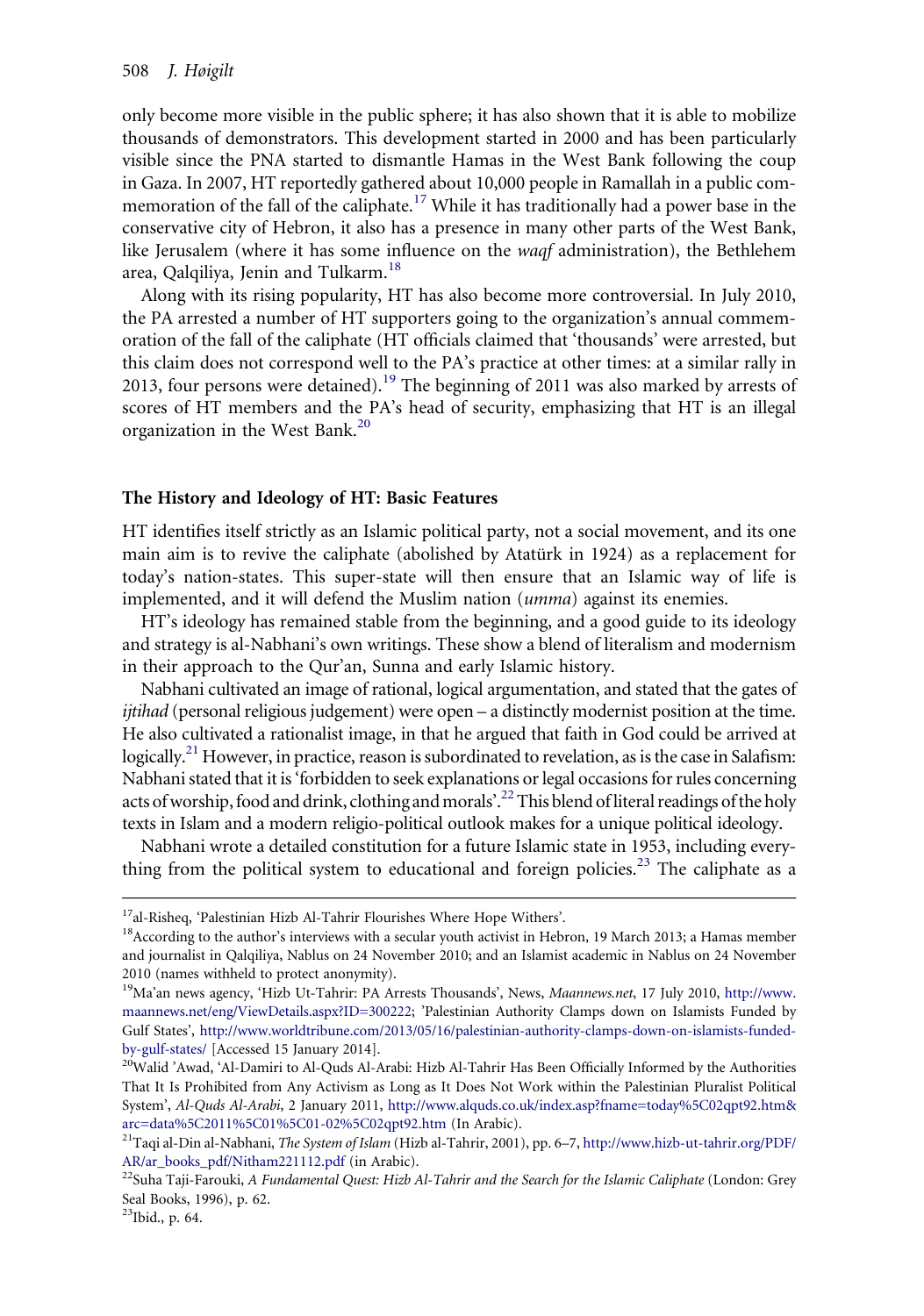only become more visible in the public sphere; it has also shown that it is able to mobilize thousands of demonstrators. This development started in 2000 and has been particularly visible since the PNA started to dismantle Hamas in the West Bank following the coup in Gaza. In 2007, HT reportedly gathered about 10,000 people in Ramallah in a public commemoration of the fall of the caliphate.[17] While it has traditionally had a power base in the conservative city of Hebron, it also has a presence in many other parts of the West Bank, like Jerusalem (where it has some influence on the *waqf* administration), the Bethlehem area, Qalqiliya, Jenin and Tulkarm.[18]

Along with its rising popularity, HT has also become more controversial. In July 2010, the PA arrested a number of HT supporters going to the organization's annual commemoration of the fall of the caliphate (HT officials claimed that 'thousands' were arrested, but this claim does not correspond well to the PA's practice at other times: at a similar rally in 2013, four persons were detained).[19] The beginning of 2011 was also marked by arrests of scores of HT members and the PA's head of security, emphasizing that HT is an illegal organization in the West Bank.[20]

### The History and Ideology of HT: Basic Features

HT identifies itself strictly as an Islamic political party, not a social movement, and its one main aim is to revive the caliphate (abolished by Atatürk in 1924) as a replacement for today's nation-states. This super-state will then ensure that an Islamic way of life is implemented, and it will defend the Muslim nation (*umma*) against its enemies.

HT's ideology has remained stable from the beginning, and a good guide to its ideology and strategy is al-Nabhani's own writings. These show a blend of literalism and modernism in their approach to the Qur'an, Sunna and early Islamic history.

Nabhani cultivated an image of rational, logical argumentation, and stated that the gates of *ijtihad* (personal religious judgement) were open – a distinctly modernist position at the time. He also cultivated a rationalist image, in that he argued that faith in God could be arrived at logically.[21] However, in practice, reason is subordinated to revelation, as is the case in Salafism: Nabhani stated that it is 'forbidden to seek explanations or legal occasions for rules concerning acts of worship, food and drink, clothing and morals'.[22] This blend of literal readings of the holy texts in Islam and a modern religio-political outlook makes for a unique political ideology.

Nabhani wrote a detailed constitution for a future Islamic state in 1953, including everything from the political system to educational and foreign policies.[23] The caliphate as a

---

[17] al-Risheq, 'Palestinian Hizb Al-Tahrir Flourishes Where Hope Withers'.

[18] According to the author's interviews with a secular youth activist in Hebron, 19 March 2013; a Hamas member and journalist in Qalqiliya, Nablus on 24 November 2010; and an Islamist academic in Nablus on 24 November 2010 (names withheld to protect anonymity).

[19] Ma'an news agency, 'Hizb Ut-Tahrir: PA Arrests Thousands', News, *Maannews.net*, 17 July 2010, http://www.maannews.net/eng/ViewDetails.aspx?ID=300222; 'Palestinian Authority Clamps down on Islamists Funded by Gulf States', http://www.worldtribune.com/2013/05/16/palestinian-authority-clamps-down-on-islamists-funded-by-gulf-states/ [Accessed 15 January 2014].

[20] Walid 'Awad, 'Al-Damiri to Al-Quds Al-Arabi: Hizb Al-Tahrir Has Been Officially Informed by the Authorities That It Is Prohibited from Any Activism as Long as It Does Not Work within the Palestinian Pluralist Political System', *Al-Quds Al-Arabi*, 2 January 2011, http://www.alquds.co.uk/index.asp?fname=today%5C02qpt92.htm&arc=data%5C2011%5C01%5C01-02%5C02qpt92.htm (In Arabic).

[21] Taqi al-Din al-Nabhani, *The System of Islam* (Hizb al-Tahrir, 2001), pp. 6–7, http://www.hizb-ut-tahrir.org/PDF/AR/ar_books_pdf/Nitham221112.pdf (in Arabic).

[22] Suha Taji-Farouki, *A Fundamental Quest: Hizb Al-Tahrir and the Search for the Islamic Caliphate* (London: Grey Seal Books, 1996), p. 62.

[23] Ibid., p. 64.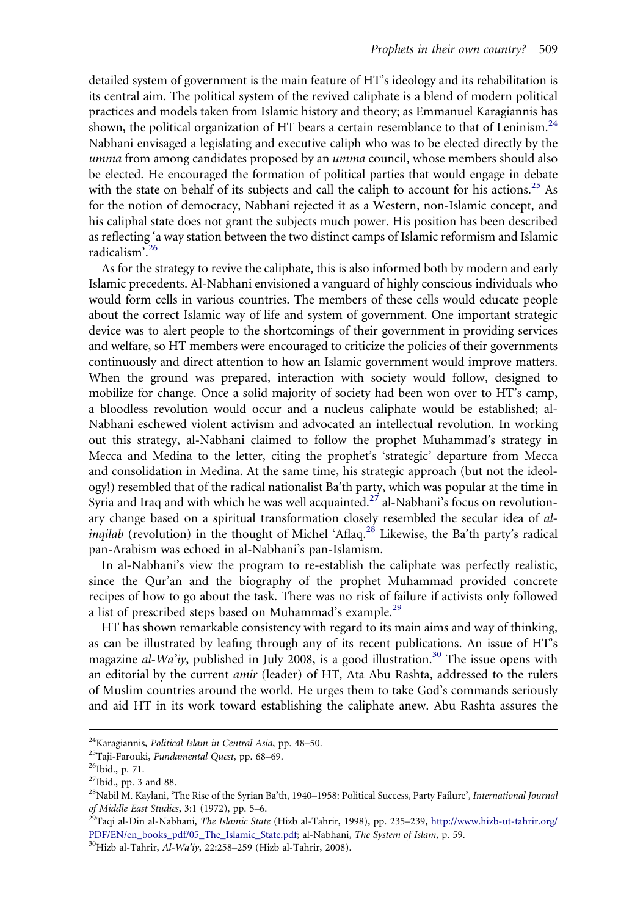detailed system of government is the main feature of HT's ideology and its rehabilitation is its central aim. The political system of the revived caliphate is a blend of modern political practices and models taken from Islamic history and theory; as Emmanuel Karagiannis has shown, the political organization of HT bears a certain resemblance to that of Leninism.[24] Nabhani envisaged a legislating and executive caliph who was to be elected directly by the *umma* from among candidates proposed by an *umma* council, whose members should also be elected. He encouraged the formation of political parties that would engage in debate with the state on behalf of its subjects and call the caliph to account for his actions.[25] As for the notion of democracy, Nabhani rejected it as a Western, non-Islamic concept, and his caliphal state does not grant the subjects much power. His position has been described as reflecting 'a way station between the two distinct camps of Islamic reformism and Islamic radicalism'.[26]

As for the strategy to revive the caliphate, this is also informed both by modern and early Islamic precedents. Al-Nabhani envisioned a vanguard of highly conscious individuals who would form cells in various countries. The members of these cells would educate people about the correct Islamic way of life and system of government. One important strategic device was to alert people to the shortcomings of their government in providing services and welfare, so HT members were encouraged to criticize the policies of their governments continuously and direct attention to how an Islamic government would improve matters. When the ground was prepared, interaction with society would follow, designed to mobilize for change. Once a solid majority of society had been won over to HT's camp, a bloodless revolution would occur and a nucleus caliphate would be established; al-Nabhani eschewed violent activism and advocated an intellectual revolution. In working out this strategy, al-Nabhani claimed to follow the prophet Muhammad's strategy in Mecca and Medina to the letter, citing the prophet's 'strategic' departure from Mecca and consolidation in Medina. At the same time, his strategic approach (but not the ideology!) resembled that of the radical nationalist Ba'th party, which was popular at the time in Syria and Iraq and with which he was well acquainted.[27] al-Nabhani's focus on revolutionary change based on a spiritual transformation closely resembled the secular idea of *al-inqilab* (revolution) in the thought of Michel 'Aflaq.[28] Likewise, the Ba'th party's radical pan-Arabism was echoed in al-Nabhani's pan-Islamism.

In al-Nabhani's view the program to re-establish the caliphate was perfectly realistic, since the Qur'an and the biography of the prophet Muhammad provided concrete recipes of how to go about the task. There was no risk of failure if activists only followed a list of prescribed steps based on Muhammad's example.[29]

HT has shown remarkable consistency with regard to its main aims and way of thinking, as can be illustrated by leafing through any of its recent publications. An issue of HT's magazine *al-Wa'iy*, published in July 2008, is a good illustration.[30] The issue opens with an editorial by the current *amir* (leader) of HT, Ata Abu Rashta, addressed to the rulers of Muslim countries around the world. He urges them to take God's commands seriously and aid HT in its work toward establishing the caliphate anew. Abu Rashta assures the

---

[24] Karagiannis, *Political Islam in Central Asia*, pp. 48–50.

[25] Taji-Farouki, *Fundamental Quest*, pp. 68–69.

[26] Ibid., p. 71.

[27] Ibid., pp. 3 and 88.

[28] Nabil M. Kaylani, 'The Rise of the Syrian Ba'th, 1940–1958: Political Success, Party Failure', *International Journal of Middle East Studies*, 3:1 (1972), pp. 5–6.

[29] Taqi al-Din al-Nabhani, *The Islamic State* (Hizb al-Tahrir, 1998), pp. 235–239, http://www.hizb-ut-tahrir.org/PDF/EN/en_books_pdf/05_The_Islamic_State.pdf; al-Nabhani, *The System of Islam*, p. 59.

[30] Hizb al-Tahrir, *Al-Wa'iy*, 22:258–259 (Hizb al-Tahrir, 2008).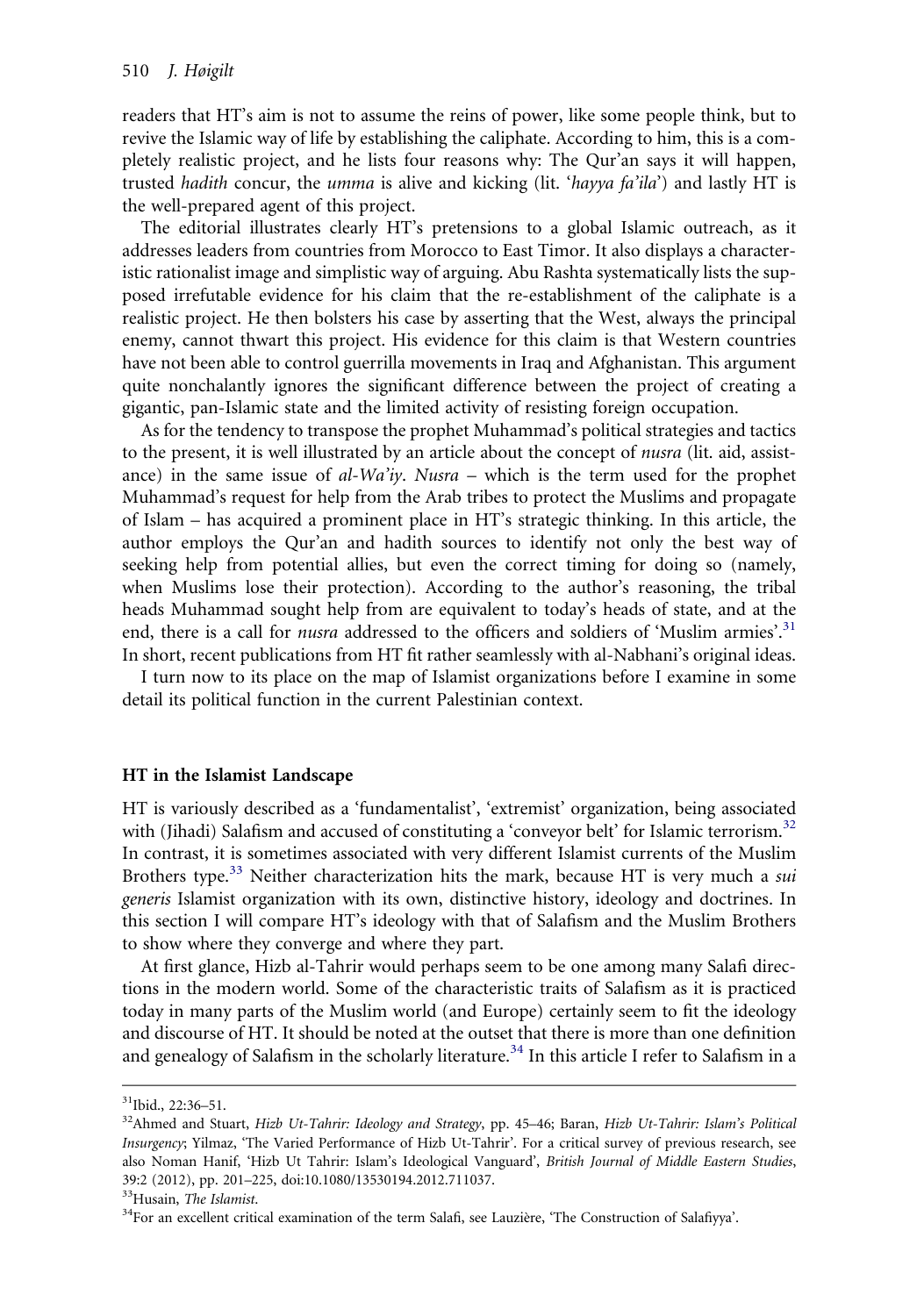readers that HT's aim is not to assume the reins of power, like some people think, but to revive the Islamic way of life by establishing the caliphate. According to him, this is a completely realistic project, and he lists four reasons why: The Qur'an says it will happen, trusted *hadith* concur, the *umma* is alive and kicking (lit. '*hayya fa'ila*') and lastly HT is the well-prepared agent of this project.

The editorial illustrates clearly HT's pretensions to a global Islamic outreach, as it addresses leaders from countries from Morocco to East Timor. It also displays a characteristic rationalist image and simplistic way of arguing. Abu Rashta systematically lists the supposed irrefutable evidence for his claim that the re-establishment of the caliphate is a realistic project. He then bolsters his case by asserting that the West, always the principal enemy, cannot thwart this project. His evidence for this claim is that Western countries have not been able to control guerrilla movements in Iraq and Afghanistan. This argument quite nonchalantly ignores the significant difference between the project of creating a gigantic, pan-Islamic state and the limited activity of resisting foreign occupation.

As for the tendency to transpose the prophet Muhammad's political strategies and tactics to the present, it is well illustrated by an article about the concept of *nusra* (lit. aid, assistance) in the same issue of *al-Wa'iy*. *Nusra* – which is the term used for the prophet Muhammad's request for help from the Arab tribes to protect the Muslims and propagate of Islam – has acquired a prominent place in HT's strategic thinking. In this article, the author employs the Qur'an and hadith sources to identify not only the best way of seeking help from potential allies, but even the correct timing for doing so (namely, when Muslims lose their protection). According to the author's reasoning, the tribal heads Muhammad sought help from are equivalent to today's heads of state, and at the end, there is a call for *nusra* addressed to the officers and soldiers of 'Muslim armies'.[31] In short, recent publications from HT fit rather seamlessly with al-Nabhani's original ideas.

I turn now to its place on the map of Islamist organizations before I examine in some detail its political function in the current Palestinian context.

## HT in the Islamist Landscape

HT is variously described as a 'fundamentalist', 'extremist' organization, being associated with (Jihadi) Salafism and accused of constituting a 'conveyor belt' for Islamic terrorism.[32] In contrast, it is sometimes associated with very different Islamist currents of the Muslim Brothers type.[33] Neither characterization hits the mark, because HT is very much a *sui generis* Islamist organization with its own, distinctive history, ideology and doctrines. In this section I will compare HT's ideology with that of Salafism and the Muslim Brothers to show where they converge and where they part.

At first glance, Hizb al-Tahrir would perhaps seem to be one among many Salafi directions in the modern world. Some of the characteristic traits of Salafism as it is practiced today in many parts of the Muslim world (and Europe) certainly seem to fit the ideology and discourse of HT. It should be noted at the outset that there is more than one definition and genealogy of Salafism in the scholarly literature.[34] In this article I refer to Salafism in a

[31] Ibid., 22:36–51.

[32] Ahmed and Stuart, *Hizb Ut-Tahrir: Ideology and Strategy*, pp. 45–46; Baran, *Hizb Ut-Tahrir: Islam's Political Insurgency*; Yilmaz, 'The Varied Performance of Hizb Ut-Tahrir'. For a critical survey of previous research, see also Noman Hanif, 'Hizb Ut Tahrir: Islam's Ideological Vanguard', *British Journal of Middle Eastern Studies*, 39:2 (2012), pp. 201–225, doi:10.1080/13530194.2012.711037.

[33] Husain, *The Islamist*.

[34] For an excellent critical examination of the term Salafi, see Lauzière, 'The Construction of Salafiyya'.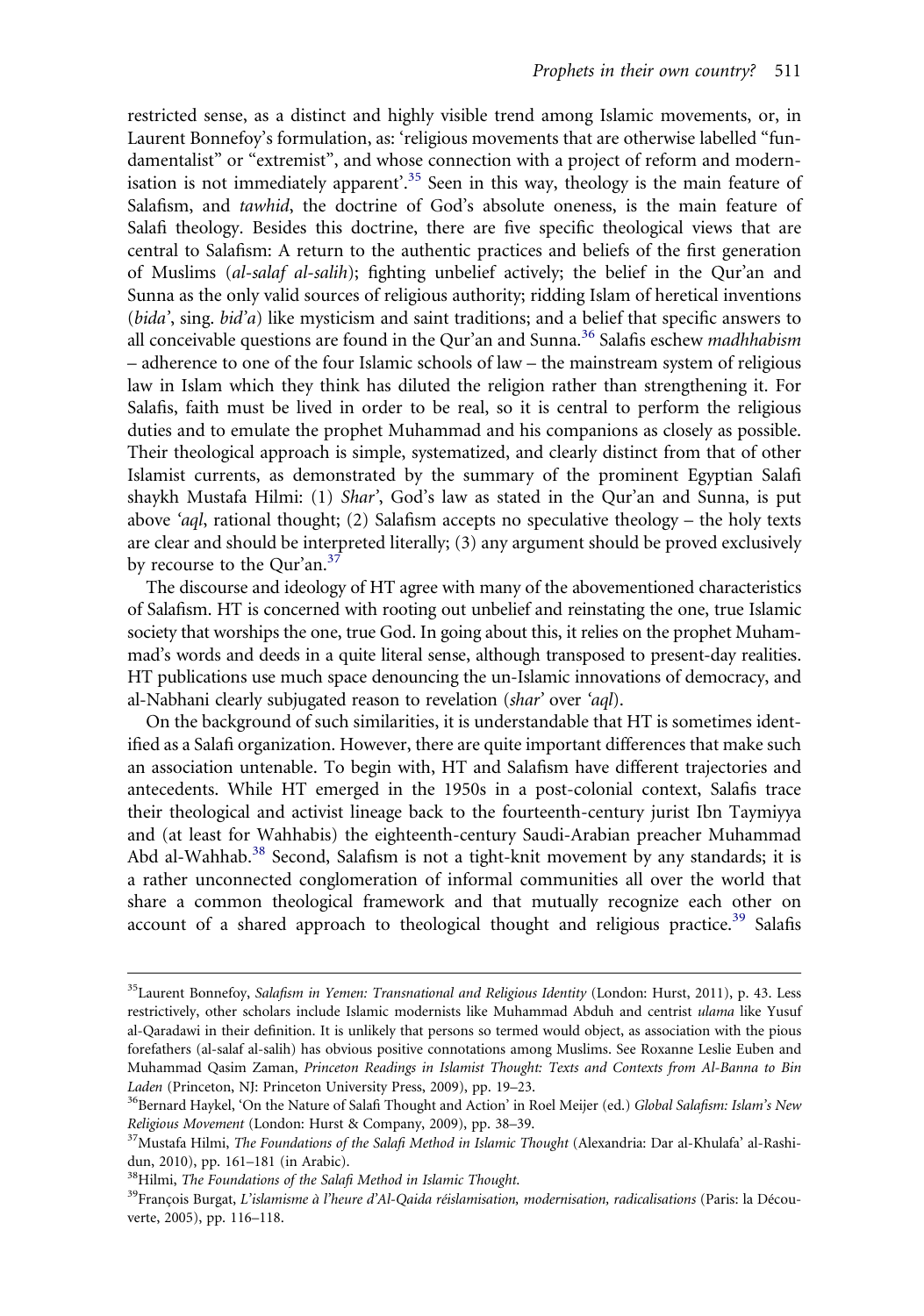restricted sense, as a distinct and highly visible trend among Islamic movements, or, in Laurent Bonnefoy's formulation, as: 'religious movements that are otherwise labelled "fundamentalist" or "extremist", and whose connection with a project of reform and modernisation is not immediately apparent'.[35] Seen in this way, theology is the main feature of Salafism, and *tawhid*, the doctrine of God's absolute oneness, is the main feature of Salafi theology. Besides this doctrine, there are five specific theological views that are central to Salafism: A return to the authentic practices and beliefs of the first generation of Muslims (*al-salaf al-salih*); fighting unbelief actively; the belief in the Qur'an and Sunna as the only valid sources of religious authority; ridding Islam of heretical inventions (*bida'*, sing. *bid'a*) like mysticism and saint traditions; and a belief that specific answers to all conceivable questions are found in the Qur'an and Sunna.[36] Salafis eschew *madhhabism* – adherence to one of the four Islamic schools of law – the mainstream system of religious law in Islam which they think has diluted the religion rather than strengthening it. For Salafis, faith must be lived in order to be real, so it is central to perform the religious duties and to emulate the prophet Muhammad and his companions as closely as possible. Their theological approach is simple, systematized, and clearly distinct from that of other Islamist currents, as demonstrated by the summary of the prominent Egyptian Salafi shaykh Mustafa Hilmi: (1) *Shar'*, God's law as stated in the Qur'an and Sunna, is put above *'aql*, rational thought; (2) Salafism accepts no speculative theology – the holy texts are clear and should be interpreted literally; (3) any argument should be proved exclusively by recourse to the Qur'an.[37]

The discourse and ideology of HT agree with many of the abovementioned characteristics of Salafism. HT is concerned with rooting out unbelief and reinstating the one, true Islamic society that worships the one, true God. In going about this, it relies on the prophet Muhammad's words and deeds in a quite literal sense, although transposed to present-day realities. HT publications use much space denouncing the un-Islamic innovations of democracy, and al-Nabhani clearly subjugated reason to revelation (*shar'* over *'aql*).

On the background of such similarities, it is understandable that HT is sometimes identified as a Salafi organization. However, there are quite important differences that make such an association untenable. To begin with, HT and Salafism have different trajectories and antecedents. While HT emerged in the 1950s in a post-colonial context, Salafis trace their theological and activist lineage back to the fourteenth-century jurist Ibn Taymiyya and (at least for Wahhabis) the eighteenth-century Saudi-Arabian preacher Muhammad Abd al-Wahhab.[38] Second, Salafism is not a tight-knit movement by any standards; it is a rather unconnected conglomeration of informal communities all over the world that share a common theological framework and that mutually recognize each other on account of a shared approach to theological thought and religious practice.[39] Salafis

---

[35] Laurent Bonnefoy, *Salafism in Yemen: Transnational and Religious Identity* (London: Hurst, 2011), p. 43. Less restrictively, other scholars include Islamic modernists like Muhammad Abduh and centrist *ulama* like Yusuf al-Qaradawi in their definition. It is unlikely that persons so termed would object, as association with the pious forefathers (al-salaf al-salih) has obvious positive connotations among Muslims. See Roxanne Leslie Euben and Muhammad Qasim Zaman, *Princeton Readings in Islamist Thought: Texts and Contexts from Al-Banna to Bin Laden* (Princeton, NJ: Princeton University Press, 2009), pp. 19–23.

[36] Bernard Haykel, 'On the Nature of Salafi Thought and Action' in Roel Meijer (ed.) *Global Salafism: Islam's New Religious Movement* (London: Hurst & Company, 2009), pp. 38–39.

[37] Mustafa Hilmi, *The Foundations of the Salafi Method in Islamic Thought* (Alexandria: Dar al-Khulafa' al-Rashidun, 2010), pp. 161–181 (in Arabic).

[38] Hilmi, *The Foundations of the Salafi Method in Islamic Thought*.

[39] François Burgat, *L'islamisme à l'heure d'Al-Qaida réislamisation, modernisation, radicalisations* (Paris: la Découverte, 2005), pp. 116–118.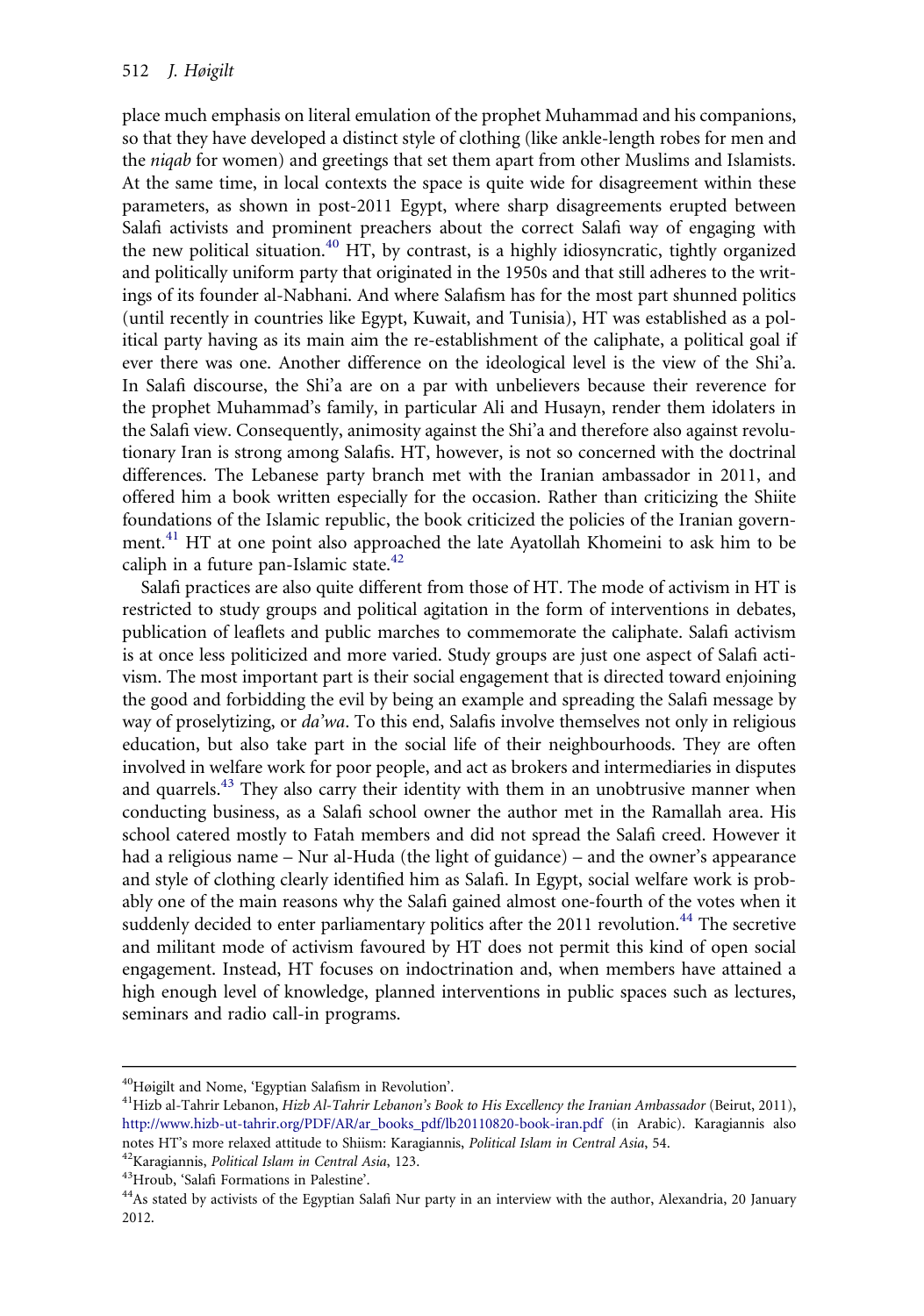place much emphasis on literal emulation of the prophet Muhammad and his companions, so that they have developed a distinct style of clothing (like ankle-length robes for men and the *niqab* for women) and greetings that set them apart from other Muslims and Islamists. At the same time, in local contexts the space is quite wide for disagreement within these parameters, as shown in post-2011 Egypt, where sharp disagreements erupted between Salafi activists and prominent preachers about the correct Salafi way of engaging with the new political situation.[40] HT, by contrast, is a highly idiosyncratic, tightly organized and politically uniform party that originated in the 1950s and that still adheres to the writings of its founder al-Nabhani. And where Salafism has for the most part shunned politics (until recently in countries like Egypt, Kuwait, and Tunisia), HT was established as a political party having as its main aim the re-establishment of the caliphate, a political goal if ever there was one. Another difference on the ideological level is the view of the Shi'a. In Salafi discourse, the Shi'a are on a par with unbelievers because their reverence for the prophet Muhammad's family, in particular Ali and Husayn, render them idolaters in the Salafi view. Consequently, animosity against the Shi'a and therefore also against revolutionary Iran is strong among Salafis. HT, however, is not so concerned with the doctrinal differences. The Lebanese party branch met with the Iranian ambassador in 2011, and offered him a book written especially for the occasion. Rather than criticizing the Shiite foundations of the Islamic republic, the book criticized the policies of the Iranian government.[41] HT at one point also approached the late Ayatollah Khomeini to ask him to be caliph in a future pan-Islamic state.[42]

Salafi practices are also quite different from those of HT. The mode of activism in HT is restricted to study groups and political agitation in the form of interventions in debates, publication of leaflets and public marches to commemorate the caliphate. Salafi activism is at once less politicized and more varied. Study groups are just one aspect of Salafi activism. The most important part is their social engagement that is directed toward enjoining the good and forbidding the evil by being an example and spreading the Salafi message by way of proselytizing, or *da'wa*. To this end, Salafis involve themselves not only in religious education, but also take part in the social life of their neighbourhoods. They are often involved in welfare work for poor people, and act as brokers and intermediaries in disputes and quarrels.[43] They also carry their identity with them in an unobtrusive manner when conducting business, as a Salafi school owner the author met in the Ramallah area. His school catered mostly to Fatah members and did not spread the Salafi creed. However it had a religious name – Nur al-Huda (the light of guidance) – and the owner's appearance and style of clothing clearly identified him as Salafi. In Egypt, social welfare work is probably one of the main reasons why the Salafi gained almost one-fourth of the votes when it suddenly decided to enter parliamentary politics after the 2011 revolution.[44] The secretive and militant mode of activism favoured by HT does not permit this kind of open social engagement. Instead, HT focuses on indoctrination and, when members have attained a high enough level of knowledge, planned interventions in public spaces such as lectures, seminars and radio call-in programs.

---

[40] Høigilt and Nome, 'Egyptian Salafism in Revolution'.

[41] Hizb al-Tahrir Lebanon, *Hizb Al-Tahrir Lebanon's Book to His Excellency the Iranian Ambassador* (Beirut, 2011), http://www.hizb-ut-tahrir.org/PDF/AR/ar_books_pdf/lb20110820-book-iran.pdf (in Arabic). Karagiannis also notes HT's more relaxed attitude to Shiism: Karagiannis, *Political Islam in Central Asia*, 54.

[42] Karagiannis, *Political Islam in Central Asia*, 123.

[43] Hroub, 'Salafi Formations in Palestine'.

[44] As stated by activists of the Egyptian Salafi Nur party in an interview with the author, Alexandria, 20 January 2012.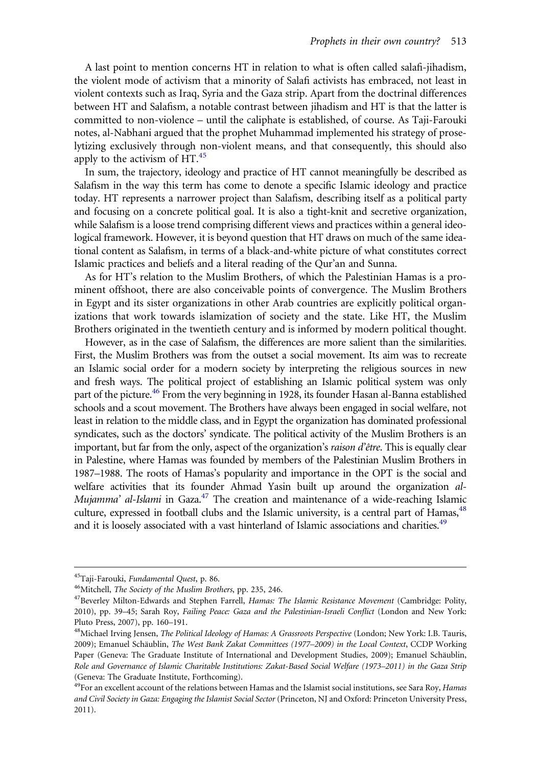A last point to mention concerns HT in relation to what is often called salafi-jihadism, the violent mode of activism that a minority of Salafi activists has embraced, not least in violent contexts such as Iraq, Syria and the Gaza strip. Apart from the doctrinal differences between HT and Salafism, a notable contrast between jihadism and HT is that the latter is committed to non-violence – until the caliphate is established, of course. As Taji-Farouki notes, al-Nabhani argued that the prophet Muhammad implemented his strategy of proselytizing exclusively through non-violent means, and that consequently, this should also apply to the activism of HT.[45]

In sum, the trajectory, ideology and practice of HT cannot meaningfully be described as Salafism in the way this term has come to denote a specific Islamic ideology and practice today. HT represents a narrower project than Salafism, describing itself as a political party and focusing on a concrete political goal. It is also a tight-knit and secretive organization, while Salafism is a loose trend comprising different views and practices within a general ideological framework. However, it is beyond question that HT draws on much of the same ideational content as Salafism, in terms of a black-and-white picture of what constitutes correct Islamic practices and beliefs and a literal reading of the Qur'an and Sunna.

As for HT's relation to the Muslim Brothers, of which the Palestinian Hamas is a prominent offshoot, there are also conceivable points of convergence. The Muslim Brothers in Egypt and its sister organizations in other Arab countries are explicitly political organizations that work towards islamization of society and the state. Like HT, the Muslim Brothers originated in the twentieth century and is informed by modern political thought.

However, as in the case of Salafism, the differences are more salient than the similarities. First, the Muslim Brothers was from the outset a social movement. Its aim was to recreate an Islamic social order for a modern society by interpreting the religious sources in new and fresh ways. The political project of establishing an Islamic political system was only part of the picture.[46] From the very beginning in 1928, its founder Hasan al-Banna established schools and a scout movement. The Brothers have always been engaged in social welfare, not least in relation to the middle class, and in Egypt the organization has dominated professional syndicates, such as the doctors' syndicate. The political activity of the Muslim Brothers is an important, but far from the only, aspect of the organization's *raison d'être*. This is equally clear in Palestine, where Hamas was founded by members of the Palestinian Muslim Brothers in 1987–1988. The roots of Hamas's popularity and importance in the OPT is the social and welfare activities that its founder Ahmad Yasin built up around the organization *al-Mujamma' al-Islami* in Gaza.[47] The creation and maintenance of a wide-reaching Islamic culture, expressed in football clubs and the Islamic university, is a central part of Hamas,[48] and it is loosely associated with a vast hinterland of Islamic associations and charities.[49]

---

[45] Taji-Farouki, *Fundamental Quest*, p. 86.

[46] Mitchell, *The Society of the Muslim Brothers*, pp. 235, 246.

[47] Beverley Milton-Edwards and Stephen Farrell, *Hamas: The Islamic Resistance Movement* (Cambridge: Polity, 2010), pp. 39–45; Sarah Roy, *Failing Peace: Gaza and the Palestinian-Israeli Conflict* (London and New York: Pluto Press, 2007), pp. 160–191.

[48] Michael Irving Jensen, *The Political Ideology of Hamas: A Grassroots Perspective* (London; New York: I.B. Tauris, 2009); Emanuel Schäublin, *The West Bank Zakat Committees (1977–2009) in the Local Context*, CCDP Working Paper (Geneva: The Graduate Institute of International and Development Studies, 2009); Emanuel Schäublin, *Role and Governance of Islamic Charitable Institutions: Zakat-Based Social Welfare (1973–2011) in the Gaza Strip* (Geneva: The Graduate Institute, Forthcoming).

[49] For an excellent account of the relations between Hamas and the Islamist social institutions, see Sara Roy, *Hamas and Civil Society in Gaza: Engaging the Islamist Social Sector* (Princeton, NJ and Oxford: Princeton University Press, 2011).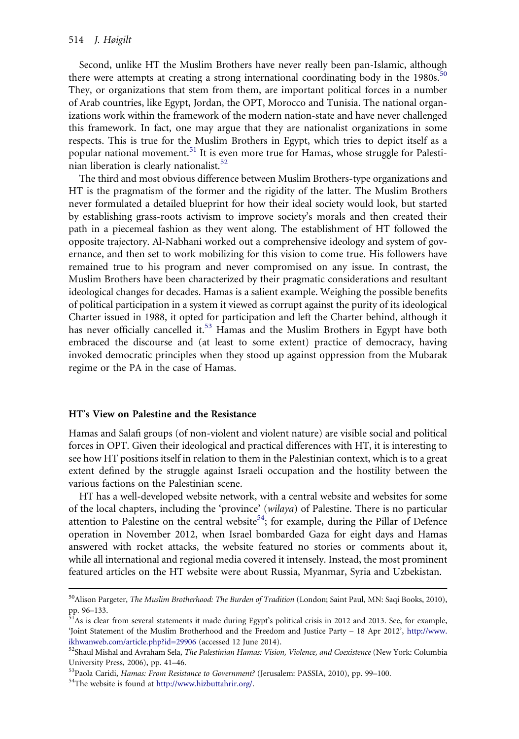Second, unlike HT the Muslim Brothers have never really been pan-Islamic, although there were attempts at creating a strong international coordinating body in the 1980s.[50] They, or organizations that stem from them, are important political forces in a number of Arab countries, like Egypt, Jordan, the OPT, Morocco and Tunisia. The national organizations work within the framework of the modern nation-state and have never challenged this framework. In fact, one may argue that they are nationalist organizations in some respects. This is true for the Muslim Brothers in Egypt, which tries to depict itself as a popular national movement.[51] It is even more true for Hamas, whose struggle for Palestinian liberation is clearly nationalist.[52]

The third and most obvious difference between Muslim Brothers-type organizations and HT is the pragmatism of the former and the rigidity of the latter. The Muslim Brothers never formulated a detailed blueprint for how their ideal society would look, but started by establishing grass-roots activism to improve society's morals and then created their path in a piecemeal fashion as they went along. The establishment of HT followed the opposite trajectory. Al-Nabhani worked out a comprehensive ideology and system of governance, and then set to work mobilizing for this vision to come true. His followers have remained true to his program and never compromised on any issue. In contrast, the Muslim Brothers have been characterized by their pragmatic considerations and resultant ideological changes for decades. Hamas is a salient example. Weighing the possible benefits of political participation in a system it viewed as corrupt against the purity of its ideological Charter issued in 1988, it opted for participation and left the Charter behind, although it has never officially cancelled it.[53] Hamas and the Muslim Brothers in Egypt have both embraced the discourse and (at least to some extent) practice of democracy, having invoked democratic principles when they stood up against oppression from the Mubarak regime or the PA in the case of Hamas.

## HT's View on Palestine and the Resistance

Hamas and Salafi groups (of non-violent and violent nature) are visible social and political forces in OPT. Given their ideological and practical differences with HT, it is interesting to see how HT positions itself in relation to them in the Palestinian context, which is to a great extent defined by the struggle against Israeli occupation and the hostility between the various factions on the Palestinian scene.

HT has a well-developed website network, with a central website and websites for some of the local chapters, including the 'province' (*wilaya*) of Palestine. There is no particular attention to Palestine on the central website[54]; for example, during the Pillar of Defence operation in November 2012, when Israel bombarded Gaza for eight days and Hamas answered with rocket attacks, the website featured no stories or comments about it, while all international and regional media covered it intensely. Instead, the most prominent featured articles on the HT website were about Russia, Myanmar, Syria and Uzbekistan.

---

[50] Alison Pargeter, *The Muslim Brotherhood: The Burden of Tradition* (London; Saint Paul, MN: Saqi Books, 2010), pp. 96–133.

[51] As is clear from several statements it made during Egypt's political crisis in 2012 and 2013. See, for example, 'Joint Statement of the Muslim Brotherhood and the Freedom and Justice Party – 18 Apr 2012', http://www.ikhwanweb.com/article.php?id=29906 (accessed 12 June 2014).

[52] Shaul Mishal and Avraham Sela, *The Palestinian Hamas: Vision, Violence, and Coexistence* (New York: Columbia University Press, 2006), pp. 41–46.

[53] Paola Caridi, *Hamas: From Resistance to Government?* (Jerusalem: PASSIA, 2010), pp. 99–100.

[54] The website is found at http://www.hizbuttahrir.org/.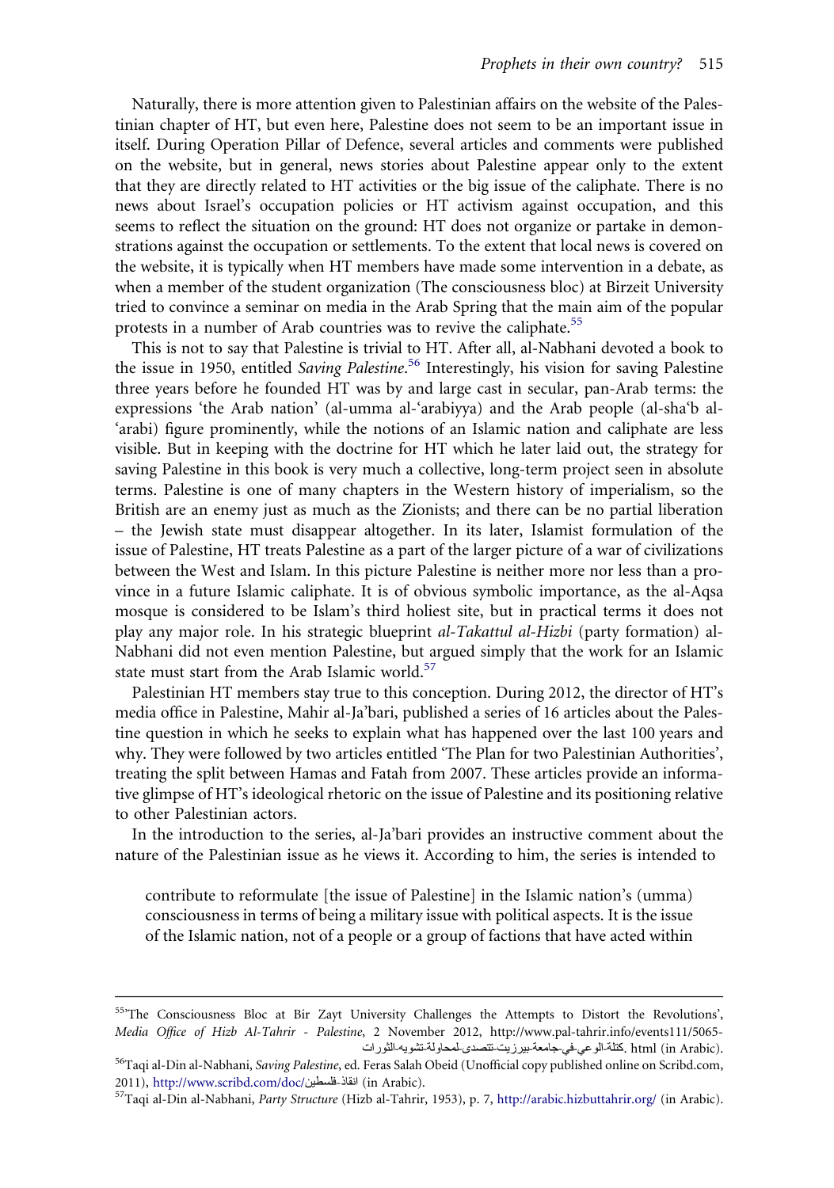Naturally, there is more attention given to Palestinian affairs on the website of the Palestinian chapter of HT, but even here, Palestine does not seem to be an important issue in itself. During Operation Pillar of Defence, several articles and comments were published on the website, but in general, news stories about Palestine appear only to the extent that they are directly related to HT activities or the big issue of the caliphate. There is no news about Israel's occupation policies or HT activism against occupation, and this seems to reflect the situation on the ground: HT does not organize or partake in demonstrations against the occupation or settlements. To the extent that local news is covered on the website, it is typically when HT members have made some intervention in a debate, as when a member of the student organization (The consciousness bloc) at Birzeit University tried to convince a seminar on media in the Arab Spring that the main aim of the popular protests in a number of Arab countries was to revive the caliphate.[55]

This is not to say that Palestine is trivial to HT. After all, al-Nabhani devoted a book to the issue in 1950, entitled *Saving Palestine*.[56] Interestingly, his vision for saving Palestine three years before he founded HT was by and large cast in secular, pan-Arab terms: the expressions 'the Arab nation' (al-umma al-'arabiyya) and the Arab people (al-sha'b al-'arabi) figure prominently, while the notions of an Islamic nation and caliphate are less visible. But in keeping with the doctrine for HT which he later laid out, the strategy for saving Palestine in this book is very much a collective, long-term project seen in absolute terms. Palestine is one of many chapters in the Western history of imperialism, so the British are an enemy just as much as the Zionists; and there can be no partial liberation – the Jewish state must disappear altogether. In its later, Islamist formulation of the issue of Palestine, HT treats Palestine as a part of the larger picture of a war of civilizations between the West and Islam. In this picture Palestine is neither more nor less than a province in a future Islamic caliphate. It is of obvious symbolic importance, as the al-Aqsa mosque is considered to be Islam's third holiest site, but in practical terms it does not play any major role. In his strategic blueprint *al-Takattul al-Hizbi* (party formation) al-Nabhani did not even mention Palestine, but argued simply that the work for an Islamic state must start from the Arab Islamic world.[57]

Palestinian HT members stay true to this conception. During 2012, the director of HT's media office in Palestine, Mahir al-Ja'bari, published a series of 16 articles about the Palestine question in which he seeks to explain what has happened over the last 100 years and why. They were followed by two articles entitled 'The Plan for two Palestinian Authorities', treating the split between Hamas and Fatah from 2007. These articles provide an informative glimpse of HT's ideological rhetoric on the issue of Palestine and its positioning relative to other Palestinian actors.

In the introduction to the series, al-Ja'bari provides an instructive comment about the nature of the Palestinian issue as he views it. According to him, the series is intended to

> contribute to reformulate [the issue of Palestine] in the Islamic nation's (umma) consciousness in terms of being a military issue with political aspects. It is the issue of the Islamic nation, not of a people or a group of factions that have acted within

---

[55] 'The Consciousness Bloc at Bir Zayt University Challenges the Attempts to Distort the Revolutions', *Media Office of Hizb Al-Tahrir - Palestine*, 2 November 2012, http://www.pal-tahrir.info/events111/5065-كتلة-الوعي-في-جامعة-بيرزيت-تتصدى-لمحاولة-تشويه-الثورات.html (in Arabic).

[56] Taqi al-Din al-Nabhani, *Saving Palestine*, ed. Feras Salah Obeid (Unofficial copy published online on Scribd.com, 2011), http://www.scribd.com/doc/انقاذ-فلسطين (in Arabic).

[57] Taqi al-Din al-Nabhani, *Party Structure* (Hizb al-Tahrir, 1953), p. 7, http://arabic.hizbuttahrir.org/ (in Arabic).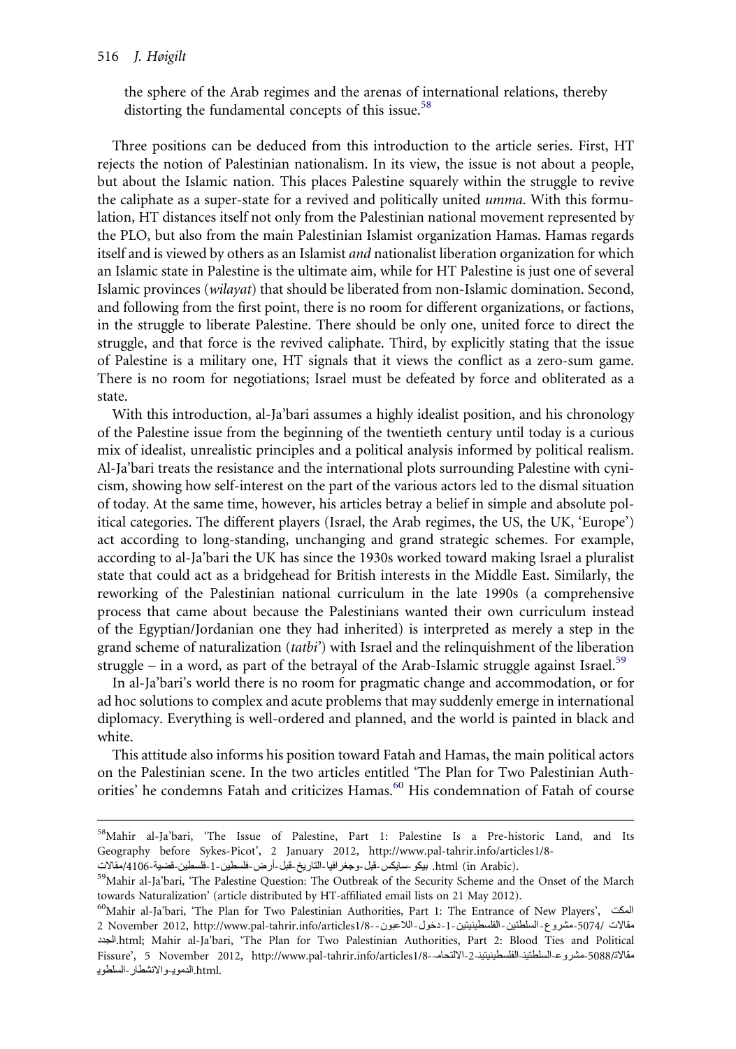the sphere of the Arab regimes and the arenas of international relations, thereby distorting the fundamental concepts of this issue.[58]

Three positions can be deduced from this introduction to the article series. First, HT rejects the notion of Palestinian nationalism. In its view, the issue is not about a people, but about the Islamic nation. This places Palestine squarely within the struggle to revive the caliphate as a super-state for a revived and politically united *umma*. With this formulation, HT distances itself not only from the Palestinian national movement represented by the PLO, but also from the main Palestinian Islamist organization Hamas. Hamas regards itself and is viewed by others as an Islamist *and* nationalist liberation organization for which an Islamic state in Palestine is the ultimate aim, while for HT Palestine is just one of several Islamic provinces (*wilayat*) that should be liberated from non-Islamic domination. Second, and following from the first point, there is no room for different organizations, or factions, in the struggle to liberate Palestine. There should be only one, united force to direct the struggle, and that force is the revived caliphate. Third, by explicitly stating that the issue of Palestine is a military one, HT signals that it views the conflict as a zero-sum game. There is no room for negotiations; Israel must be defeated by force and obliterated as a state.

With this introduction, al-Ja'bari assumes a highly idealist position, and his chronology of the Palestine issue from the beginning of the twentieth century until today is a curious mix of idealist, unrealistic principles and a political analysis informed by political realism. Al-Ja'bari treats the resistance and the international plots surrounding Palestine with cynicism, showing how self-interest on the part of the various actors led to the dismal situation of today. At the same time, however, his articles betray a belief in simple and absolute political categories. The different players (Israel, the Arab regimes, the US, the UK, 'Europe') act according to long-standing, unchanging and grand strategic schemes. For example, according to al-Ja'bari the UK has since the 1930s worked toward making Israel a pluralist state that could act as a bridgehead for British interests in the Middle East. Similarly, the reworking of the Palestinian national curriculum in the late 1990s (a comprehensive process that came about because the Palestinians wanted their own curriculum instead of the Egyptian/Jordanian one they had inherited) is interpreted as merely a step in the grand scheme of naturalization (*tatbi'*) with Israel and the relinquishment of the liberation struggle – in a word, as part of the betrayal of the Arab-Islamic struggle against Israel.[59]

In al-Ja'bari's world there is no room for pragmatic change and accommodation, or for ad hoc solutions to complex and acute problems that may suddenly emerge in international diplomacy. Everything is well-ordered and planned, and the world is painted in black and white.

This attitude also informs his position toward Fatah and Hamas, the main political actors on the Palestinian scene. In the two articles entitled 'The Plan for Two Palestinian Authorities' he condemns Fatah and criticizes Hamas.[60] His condemnation of Fatah of course

---

[58]Mahir al-Ja'bari, 'The Issue of Palestine, Part 1: Palestine Is a Pre-historic Land, and Its Geography before Sykes-Picot', 2 January 2012, http://www.pal-tahrir.info/articles1/8-مقالات/4106-قضية-فلسطين-1-فلسطين-أرض-قبل-التاريخ-وجغرافيا-قبل-سايكس-بيكو.html (in Arabic).

[59]Mahir al-Ja'bari, 'The Palestine Question: The Outbreak of the Security Scheme and the Onset of the March towards Naturalization' (article distributed by HT-affiliated email lists on 21 May 2012).

[60]Mahir al-Ja'bari, 'The Plan for Two Palestinian Authorities, Part 1: The Entrance of New Players', 2 November 2012, http://www.pal-tahrir.info/articles1/8-مقالات/5074-مشروع-السلطتين-الفلسطينيتين-1-دخول-اللاعبون-الجدد.html; Mahir al-Ja'bari, 'The Plan for Two Palestinian Authorities, Part 2: Blood Ties and Political Fissure', 5 November 2012, http://www.pal-tahrir.info/articles1/8-مقالات/5088-مشروع-السلطتين-الفلسطينيتين-2-الالتحام-الدموي-والانشطار-السلطوي.html.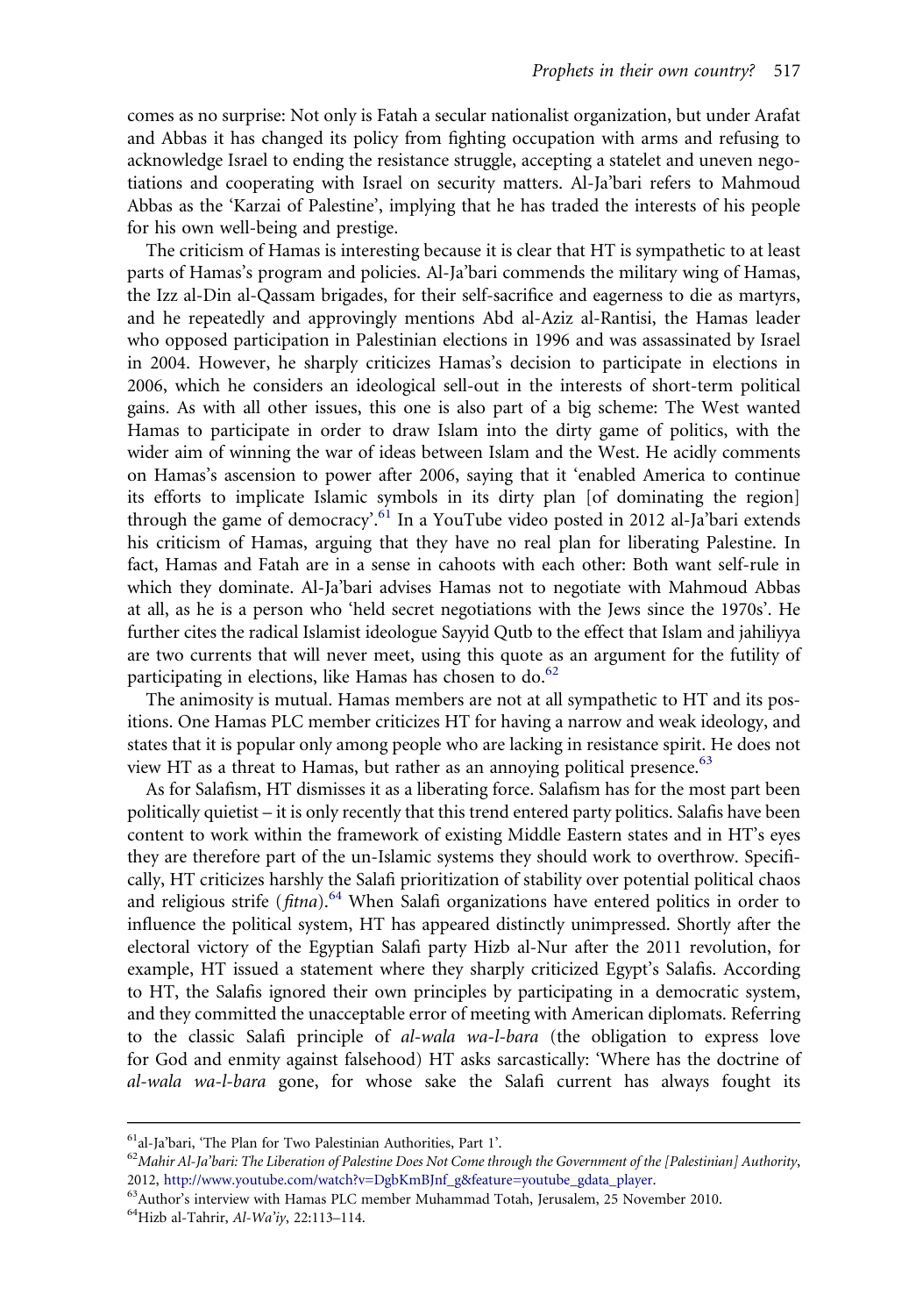comes as no surprise: Not only is Fatah a secular nationalist organization, but under Arafat and Abbas it has changed its policy from fighting occupation with arms and refusing to acknowledge Israel to ending the resistance struggle, accepting a statelet and uneven negotiations and cooperating with Israel on security matters. Al-Ja'bari refers to Mahmoud Abbas as the 'Karzai of Palestine', implying that he has traded the interests of his people for his own well-being and prestige.

The criticism of Hamas is interesting because it is clear that HT is sympathetic to at least parts of Hamas's program and policies. Al-Ja'bari commends the military wing of Hamas, the Izz al-Din al-Qassam brigades, for their self-sacrifice and eagerness to die as martyrs, and he repeatedly and approvingly mentions Abd al-Aziz al-Rantisi, the Hamas leader who opposed participation in Palestinian elections in 1996 and was assassinated by Israel in 2004. However, he sharply criticizes Hamas's decision to participate in elections in 2006, which he considers an ideological sell-out in the interests of short-term political gains. As with all other issues, this one is also part of a big scheme: The West wanted Hamas to participate in order to draw Islam into the dirty game of politics, with the wider aim of winning the war of ideas between Islam and the West. He acidly comments on Hamas's ascension to power after 2006, saying that it 'enabled America to continue its efforts to implicate Islamic symbols in its dirty plan [of dominating the region] through the game of democracy'.[61] In a YouTube video posted in 2012 al-Ja'bari extends his criticism of Hamas, arguing that they have no real plan for liberating Palestine. In fact, Hamas and Fatah are in a sense in cahoots with each other: Both want self-rule in which they dominate. Al-Ja'bari advises Hamas not to negotiate with Mahmoud Abbas at all, as he is a person who 'held secret negotiations with the Jews since the 1970s'. He further cites the radical Islamist ideologue Sayyid Qutb to the effect that Islam and jahiliyya are two currents that will never meet, using this quote as an argument for the futility of participating in elections, like Hamas has chosen to do.[62]

The animosity is mutual. Hamas members are not at all sympathetic to HT and its positions. One Hamas PLC member criticizes HT for having a narrow and weak ideology, and states that it is popular only among people who are lacking in resistance spirit. He does not view HT as a threat to Hamas, but rather as an annoying political presence.[63]

As for Salafism, HT dismisses it as a liberating force. Salafism has for the most part been politically quietist – it is only recently that this trend entered party politics. Salafis have been content to work within the framework of existing Middle Eastern states and in HT's eyes they are therefore part of the un-Islamic systems they should work to overthrow. Specifically, HT criticizes harshly the Salafi prioritization of stability over potential political chaos and religious strife (*fitna*).[64] When Salafi organizations have entered politics in order to influence the political system, HT has appeared distinctly unimpressed. Shortly after the electoral victory of the Egyptian Salafi party Hizb al-Nur after the 2011 revolution, for example, HT issued a statement where they sharply criticized Egypt's Salafis. According to HT, the Salafis ignored their own principles by participating in a democratic system, and they committed the unacceptable error of meeting with American diplomats. Referring to the classic Salafi principle of *al-wala wa-l-bara* (the obligation to express love for God and enmity against falsehood) HT asks sarcastically: 'Where has the doctrine of *al-wala wa-l-bara* gone, for whose sake the Salafi current has always fought its

[61] al-Ja'bari, 'The Plan for Two Palestinian Authorities, Part 1'.

[62] *Mahir Al-Ja'bari: The Liberation of Palestine Does Not Come through the Government of the [Palestinian] Authority*, 2012, http://www.youtube.com/watch?v=DgbKmBJnf_g&feature=youtube_gdata_player.

[63] Author's interview with Hamas PLC member Muhammad Totah, Jerusalem, 25 November 2010.

[64] Hizb al-Tahrir, *Al-Wa'iy*, 22:113–114.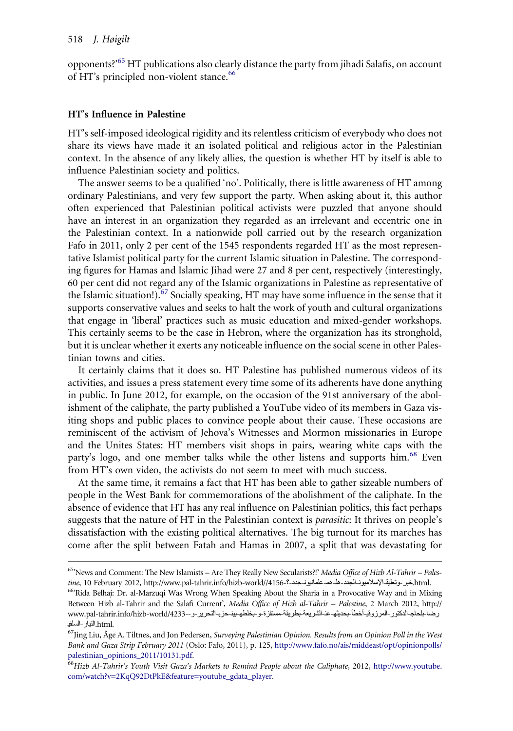opponents?'[65] HT publications also clearly distance the party from jihadi Salafis, on account of HT's principled non-violent stance.[66]

### HT's Influence in Palestine

HT's self-imposed ideological rigidity and its relentless criticism of everybody who does not share its views have made it an isolated political and religious actor in the Palestinian context. In the absence of any likely allies, the question is whether HT by itself is able to influence Palestinian society and politics.

The answer seems to be a qualified 'no'. Politically, there is little awareness of HT among ordinary Palestinians, and very few support the party. When asking about it, this author often experienced that Palestinian political activists were puzzled that anyone should have an interest in an organization they regarded as an irrelevant and eccentric one in the Palestinian context. In a nationwide poll carried out by the research organization Fafo in 2011, only 2 per cent of the 1545 respondents regarded HT as the most representative Islamist political party for the current Islamic situation in Palestine. The corresponding figures for Hamas and Islamic Jihad were 27 and 8 per cent, respectively (interestingly, 60 per cent did not regard any of the Islamic organizations in Palestine as representative of the Islamic situation!).[67] Socially speaking, HT may have some influence in the sense that it supports conservative values and seeks to halt the work of youth and cultural organizations that engage in 'liberal' practices such as music education and mixed-gender workshops. This certainly seems to be the case in Hebron, where the organization has its stronghold, but it is unclear whether it exerts any noticeable influence on the social scene in other Palestinian towns and cities.

It certainly claims that it does so. HT Palestine has published numerous videos of its activities, and issues a press statement every time some of its adherents have done anything in public. In June 2012, for example, on the occasion of the 91st anniversary of the abolishment of the caliphate, the party published a YouTube video of its members in Gaza visiting shops and public places to convince people about their cause. These occasions are reminiscent of the activism of Jehova's Witnesses and Mormon missionaries in Europe and the Unites States: HT members visit shops in pairs, wearing white caps with the party's logo, and one member talks while the other listens and supports him.[68] Even from HT's own video, the activists do not seem to meet with much success.

At the same time, it remains a fact that HT has been able to gather sizeable numbers of people in the West Bank for commemorations of the abolishment of the caliphate. In the absence of evidence that HT has any real influence on Palestinian politics, this fact perhaps suggests that the nature of HT in the Palestinian context is *parasitic*: It thrives on people's dissatisfaction with the existing political alternatives. The big turnout for its marches has come after the split between Fatah and Hamas in 2007, a split that was devastating for

---

[65]'News and Comment: The New Islamists – Are They Really New Secularists?!' *Media Office of Hizb Al-Tahrir – Palestine*, 10 February 2012, http://www.pal-tahrir.info/hizb-world//4156-خبر-وتعليق-الإسلاميون-الجدد-هل-هم-علمانيون-جدد-؟.html.

[66]'Rida Belhaj: Dr. al-Marzuqi Was Wrong When Speaking About the Sharia in a Provocative Way and in Mixing Between Hizb al-Tahrir and the Salafi Current', *Media Office of Hizb al-Tahrir – Palestine*, 2 March 2012, http://www.pal-tahrir.info/hizb-world/4233--رضا-بلحاج-الدكتور-المرزوقي-أخطأ-بحديثه-عن-الشريعة-بطريقة-مستفزة-و-بخلطه-بين-حزب-التحرير-و-التيار-السلفي.html.

[67]Jing Liu, Åge A. Tiltnes, and Jon Pedersen, *Surveying Palestinian Opinion. Results from an Opinion Poll in the West Bank and Gaza Strip February 2011* (Oslo: Fafo, 2011), p. 125, http://www.fafo.no/ais/middeast/opt/opinionpolls/palestinian_opinions_2011/10131.pdf.

[68]*Hizb Al-Tahrir's Youth Visit Gaza's Markets to Remind People about the Caliphate*, 2012, http://www.youtube.com/watch?v=2KqQ92DtPkE&feature=youtube_gdata_player.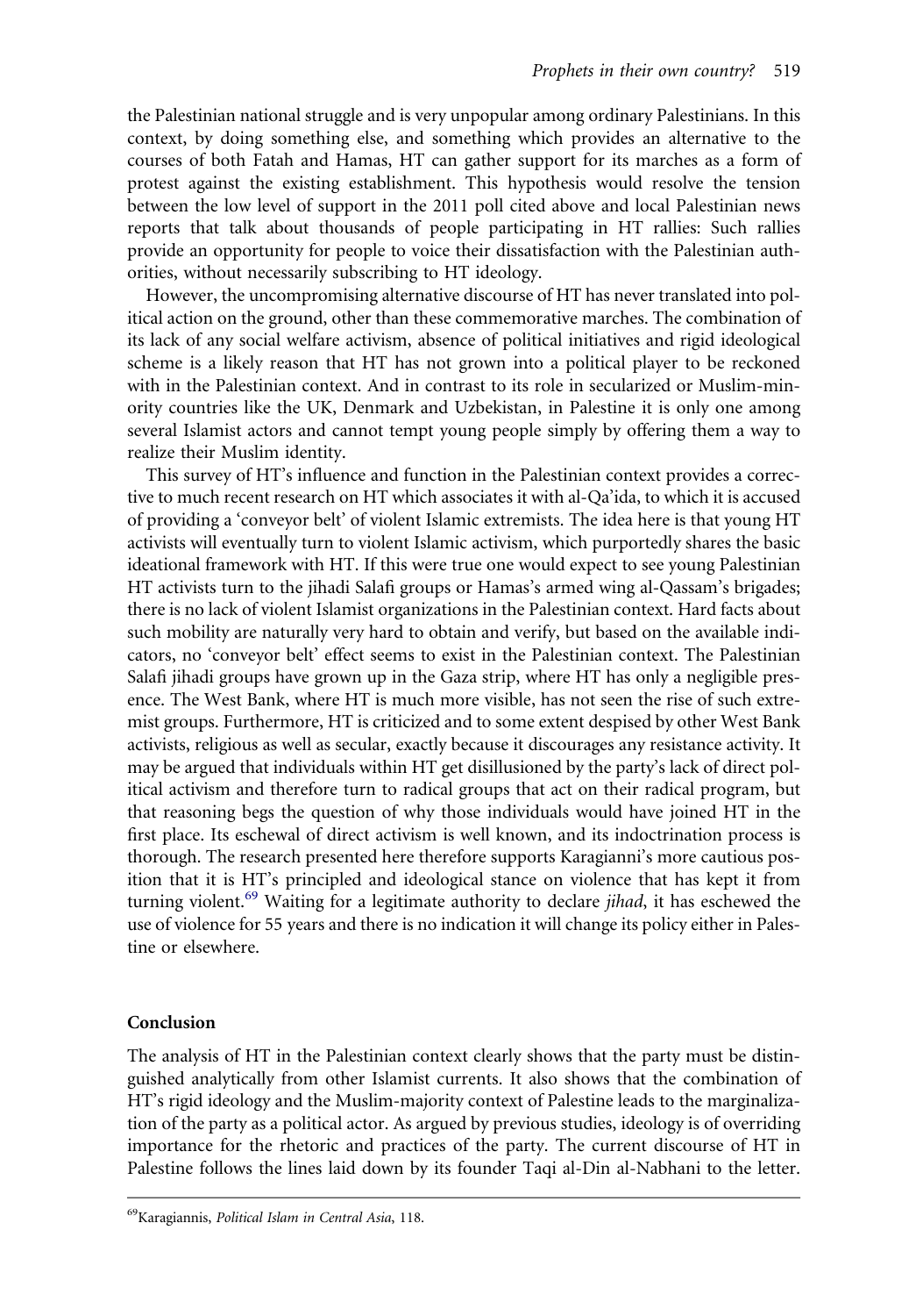the Palestinian national struggle and is very unpopular among ordinary Palestinians. In this context, by doing something else, and something which provides an alternative to the courses of both Fatah and Hamas, HT can gather support for its marches as a form of protest against the existing establishment. This hypothesis would resolve the tension between the low level of support in the 2011 poll cited above and local Palestinian news reports that talk about thousands of people participating in HT rallies: Such rallies provide an opportunity for people to voice their dissatisfaction with the Palestinian authorities, without necessarily subscribing to HT ideology.

However, the uncompromising alternative discourse of HT has never translated into political action on the ground, other than these commemorative marches. The combination of its lack of any social welfare activism, absence of political initiatives and rigid ideological scheme is a likely reason that HT has not grown into a political player to be reckoned with in the Palestinian context. And in contrast to its role in secularized or Muslim-minority countries like the UK, Denmark and Uzbekistan, in Palestine it is only one among several Islamist actors and cannot tempt young people simply by offering them a way to realize their Muslim identity.

This survey of HT's influence and function in the Palestinian context provides a corrective to much recent research on HT which associates it with al-Qa'ida, to which it is accused of providing a 'conveyor belt' of violent Islamic extremists. The idea here is that young HT activists will eventually turn to violent Islamic activism, which purportedly shares the basic ideational framework with HT. If this were true one would expect to see young Palestinian HT activists turn to the jihadi Salafi groups or Hamas's armed wing al-Qassam's brigades; there is no lack of violent Islamist organizations in the Palestinian context. Hard facts about such mobility are naturally very hard to obtain and verify, but based on the available indicators, no 'conveyor belt' effect seems to exist in the Palestinian context. The Palestinian Salafi jihadi groups have grown up in the Gaza strip, where HT has only a negligible presence. The West Bank, where HT is much more visible, has not seen the rise of such extremist groups. Furthermore, HT is criticized and to some extent despised by other West Bank activists, religious as well as secular, exactly because it discourages any resistance activity. It may be argued that individuals within HT get disillusioned by the party's lack of direct political activism and therefore turn to radical groups that act on their radical program, but that reasoning begs the question of why those individuals would have joined HT in the first place. Its eschewal of direct activism is well known, and its indoctrination process is thorough. The research presented here therefore supports Karagianni's more cautious position that it is HT's principled and ideological stance on violence that has kept it from turning violent.[69] Waiting for a legitimate authority to declare *jihad*, it has eschewed the use of violence for 55 years and there is no indication it will change its policy either in Palestine or elsewhere.

## Conclusion

The analysis of HT in the Palestinian context clearly shows that the party must be distinguished analytically from other Islamist currents. It also shows that the combination of HT's rigid ideology and the Muslim-majority context of Palestine leads to the marginalization of the party as a political actor. As argued by previous studies, ideology is of overriding importance for the rhetoric and practices of the party. The current discourse of HT in Palestine follows the lines laid down by its founder Taqi al-Din al-Nabhani to the letter.

[69]Karagiannis, *Political Islam in Central Asia*, 118.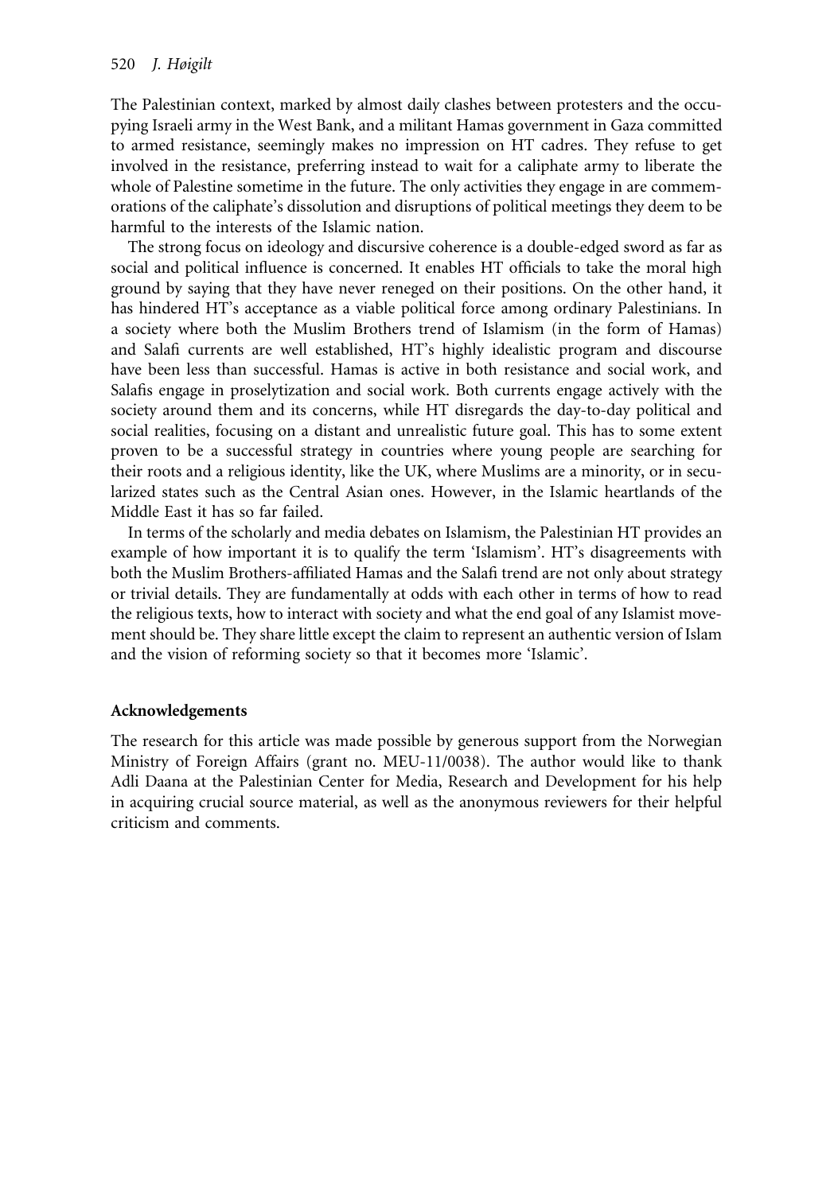The Palestinian context, marked by almost daily clashes between protesters and the occupying Israeli army in the West Bank, and a militant Hamas government in Gaza committed to armed resistance, seemingly makes no impression on HT cadres. They refuse to get involved in the resistance, preferring instead to wait for a caliphate army to liberate the whole of Palestine sometime in the future. The only activities they engage in are commemorations of the caliphate's dissolution and disruptions of political meetings they deem to be harmful to the interests of the Islamic nation.

The strong focus on ideology and discursive coherence is a double-edged sword as far as social and political influence is concerned. It enables HT officials to take the moral high ground by saying that they have never reneged on their positions. On the other hand, it has hindered HT's acceptance as a viable political force among ordinary Palestinians. In a society where both the Muslim Brothers trend of Islamism (in the form of Hamas) and Salafi currents are well established, HT's highly idealistic program and discourse have been less than successful. Hamas is active in both resistance and social work, and Salafis engage in proselytization and social work. Both currents engage actively with the society around them and its concerns, while HT disregards the day-to-day political and social realities, focusing on a distant and unrealistic future goal. This has to some extent proven to be a successful strategy in countries where young people are searching for their roots and a religious identity, like the UK, where Muslims are a minority, or in secularized states such as the Central Asian ones. However, in the Islamic heartlands of the Middle East it has so far failed.

In terms of the scholarly and media debates on Islamism, the Palestinian HT provides an example of how important it is to qualify the term 'Islamism'. HT's disagreements with both the Muslim Brothers-affiliated Hamas and the Salafi trend are not only about strategy or trivial details. They are fundamentally at odds with each other in terms of how to read the religious texts, how to interact with society and what the end goal of any Islamist movement should be. They share little except the claim to represent an authentic version of Islam and the vision of reforming society so that it becomes more 'Islamic'.

## Acknowledgements

The research for this article was made possible by generous support from the Norwegian Ministry of Foreign Affairs (grant no. MEU-11/0038). The author would like to thank Adli Daana at the Palestinian Center for Media, Research and Development for his help in acquiring crucial source material, as well as the anonymous reviewers for their helpful criticism and comments.